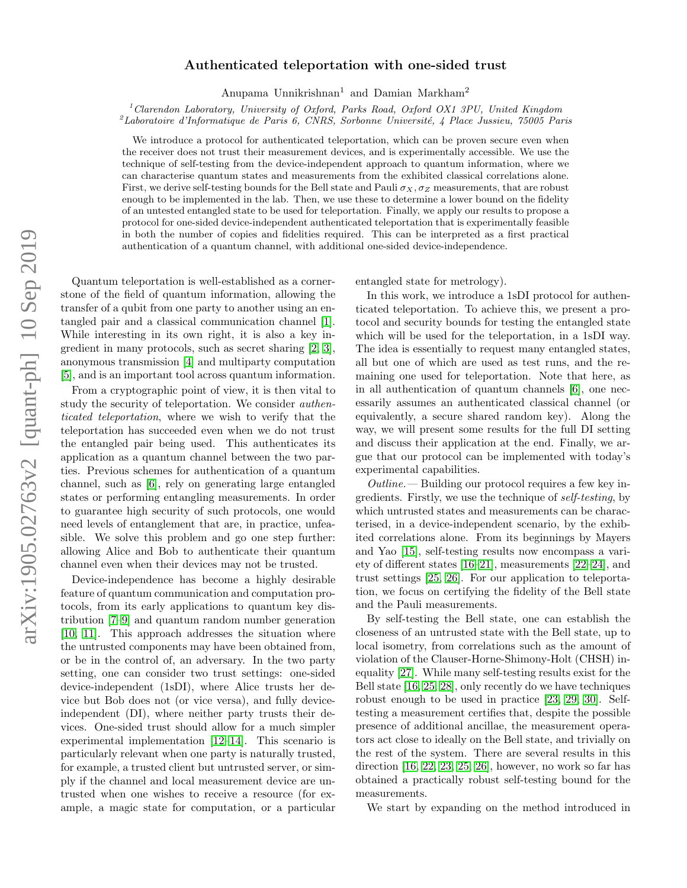# Authenticated teleportation with one-sided trust

Anupama Unnikrishnan[1] and Damian Markham[2]

[1]*Clarendon Laboratory, University of Oxford, Parks Road, Oxford OX1 3PU, United Kingdom*
[2]*Laboratoire d'Informatique de Paris 6, CNRS, Sorbonne Université, 4 Place Jussieu, 75005 Paris*

We introduce a protocol for authenticated teleportation, which can be proven secure even when the receiver does not trust their measurement devices, and is experimentally accessible. We use the technique of self-testing from the device-independent approach to quantum information, where we can characterise quantum states and measurements from the exhibited classical correlations alone. First, we derive self-testing bounds for the Bell state and Pauli $\sigma_X, \sigma_Z$ measurements, that are robust enough to be implemented in the lab. Then, we use these to determine a lower bound on the fidelity of an untested entangled state to be used for teleportation. Finally, we apply our results to propose a protocol for one-sided device-independent authenticated teleportation that is experimentally feasible in both the number of copies and fidelities required. This can be interpreted as a first practical authentication of a quantum channel, with additional one-sided device-independence.

Quantum teleportation is well-established as a cornerstone of the field of quantum information, allowing the transfer of a qubit from one party to another using an entangled pair and a classical communication channel [1]. While interesting in its own right, it is also a key ingredient in many protocols, such as secret sharing [2, 3], anonymous transmission [4] and multiparty computation [5], and is an important tool across quantum information.

From a cryptographic point of view, it is then vital to study the security of teleportation. We consider *authenticated teleportation*, where we wish to verify that the teleportation has succeeded even when we do not trust the entangled pair being used. This authenticates its application as a quantum channel between the two parties. Previous schemes for authentication of a quantum channel, such as [6], rely on generating large entangled states or performing entangling measurements. In order to guarantee high security of such protocols, one would need levels of entanglement that are, in practice, unfeasible. We solve this problem and go one step further: allowing Alice and Bob to authenticate their quantum channel even when their devices may not be trusted.

Device-independence has become a highly desirable feature of quantum communication and computation protocols, from its early applications to quantum key distribution [7–9] and quantum random number generation [10, 11]. This approach addresses the situation where the untrusted components may have been obtained from, or be in the control of, an adversary. In the two party setting, one can consider two trust settings: one-sided device-independent (1sDI), where Alice trusts her device but Bob does not (or vice versa), and fully device-independent (DI), where neither party trusts their devices. One-sided trust should allow for a much simpler experimental implementation [12–14]. This scenario is particularly relevant when one party is naturally trusted, for example, a trusted client but untrusted server, or simply if the channel and local measurement device are untrusted when one wishes to receive a resource (for example, a magic state for computation, or a particular entangled state for metrology).

In this work, we introduce a 1sDI protocol for authenticated teleportation. To achieve this, we present a protocol and security bounds for testing the entangled state which will be used for the teleportation, in a 1sDI way. The idea is essentially to request many entangled states, all but one of which are used as test runs, and the remaining one used for teleportation. Note that here, as in all authentication of quantum channels [6], one necessarily assumes an authenticated classical channel (or equivalently, a secure shared random key). Along the way, we will present some results for the full DI setting and discuss their application at the end. Finally, we argue that our protocol can be implemented with today's experimental capabilities.

*Outline.—* Building our protocol requires a few key ingredients. Firstly, we use the technique of *self-testing*, by which untrusted states and measurements can be characterised, in a device-independent scenario, by the exhibited correlations alone. From its beginnings by Mayers and Yao [15], self-testing results now encompass a variety of different states [16–21], measurements [22–24], and trust settings [25, 26]. For our application to teleportation, we focus on certifying the fidelity of the Bell state and the Pauli measurements.

By self-testing the Bell state, one can establish the closeness of an untrusted state with the Bell state, up to local isometry, from correlations such as the amount of violation of the Clauser-Horne-Shimony-Holt (CHSH) inequality [27]. While many self-testing results exist for the Bell state [16, 25, 28], only recently do we have techniques robust enough to be used in practice [23, 29, 30]. Self-testing a measurement certifies that, despite the possible presence of additional ancillae, the measurement operators act close to ideally on the Bell state, and trivially on the rest of the system. There are several results in this direction [16, 22, 23, 25, 26], however, no work so far has obtained a practically robust self-testing bound for the measurements.

We start by expanding on the method introduced in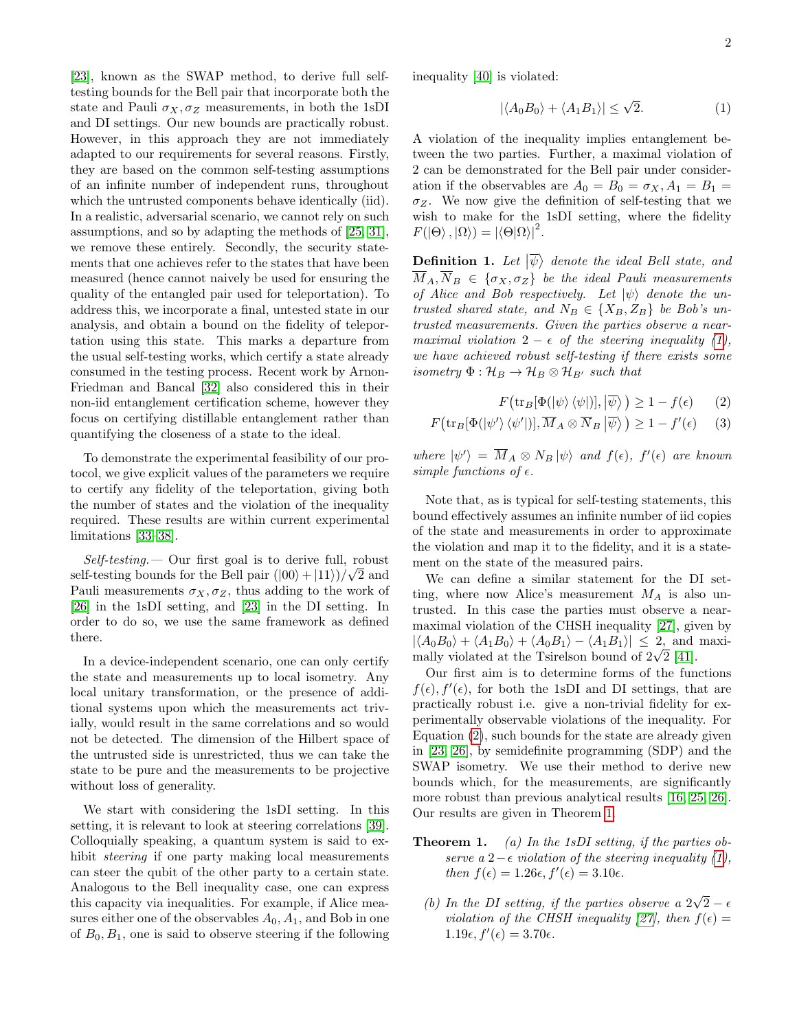[23], known as the SWAP method, to derive full self-testing bounds for the Bell pair that incorporate both the state and Pauli $\sigma_X, \sigma_Z$ measurements, in both the 1sDI and DI settings. Our new bounds are practically robust. However, in this approach they are not immediately adapted to our requirements for several reasons. Firstly, they are based on the common self-testing assumptions of an infinite number of independent runs, throughout which the untrusted components behave identically (iid). In a realistic, adversarial scenario, we cannot rely on such assumptions, and so by adapting the methods of [25, 31], we remove these entirely. Secondly, the security statements that one achieves refer to the states that have been measured (hence cannot naively be used for ensuring the quality of the entangled pair used for teleportation). To address this, we incorporate a final, untested state in our analysis, and obtain a bound on the fidelity of teleportation using this state. This marks a departure from the usual self-testing works, which certify a state already consumed in the testing process. Recent work by Arnon-Friedman and Bancal [32] also considered this in their non-iid entanglement certification scheme, however they focus on certifying distillable entanglement rather than quantifying the closeness of a state to the ideal.

To demonstrate the experimental feasibility of our protocol, we give explicit values of the parameters we require to certify any fidelity of the teleportation, giving both the number of states and the violation of the inequality required. These results are within current experimental limitations [33–38].

*Self-testing.—* Our first goal is to derive full, robust self-testing bounds for the Bell pair $(|00\rangle + |11\rangle)/\sqrt{2}$ and Pauli measurements $\sigma_X, \sigma_Z$, thus adding to the work of [26] in the 1sDI setting, and [23] in the DI setting. In order to do so, we use the same framework as defined there.

In a device-independent scenario, one can only certify the state and measurements up to local isometry. Any local unitary transformation, or the presence of additional systems upon which the measurements act trivially, would result in the same correlations and so would not be detected. The dimension of the Hilbert space of the untrusted side is unrestricted, thus we can take the state to be pure and the measurements to be projective without loss of generality.

We start with considering the 1sDI setting. In this setting, it is relevant to look at steering correlations [39]. Colloquially speaking, a quantum system is said to exhibit *steering* if one party making local measurements can steer the qubit of the other party to a certain state. Analogous to the Bell inequality case, one can express this capacity via inequalities. For example, if Alice measures either one of the observables $A_0, A_1$, and Bob in one of $B_0, B_1$, one is said to observe steering if the following inequality [40] is violated:

$$|\langle A_0 B_0\rangle + \langle A_1 B_1\rangle| \leq \sqrt{2}. \qquad (1)$$

A violation of the inequality implies entanglement between the two parties. Further, a maximal violation of 2 can be demonstrated for the Bell pair under consideration if the observables are $A_0 = B_0 = \sigma_X, A_1 = B_1 = \sigma_Z$. We now give the definition of self-testing that we wish to make for the 1sDI setting, where the fidelity $F(|\Theta\rangle, |\Omega\rangle) = |\langle\Theta|\Omega\rangle|^2$.

**Definition 1.** *Let $|\overline{\psi}\rangle$ denote the ideal Bell state, and $\overline{M}_A, \overline{N}_B \in \{\sigma_X, \sigma_Z\}$ be the ideal Pauli measurements of Alice and Bob respectively. Let $|\psi\rangle$ denote the untrusted shared state, and $N_B \in \{X_B, Z_B\}$ be Bob's untrusted measurements. Given the parties observe a near-maximal violation $2 - \epsilon$ of the steering inequality (1), we have achieved robust self-testing if there exists some isometry $\Phi : \mathcal{H}_B \to \mathcal{H}_B \otimes \mathcal{H}_{B'}$ such that*

$$F\big(\mathrm{tr}_B[\Phi(|\psi\rangle\langle\psi|)], |\overline{\psi}\rangle\big) \geq 1 - f(\epsilon) \qquad (2)$$

$$F\big(\mathrm{tr}_B[\Phi(|\psi'\rangle\langle\psi'|)], \overline{M}_A \otimes \overline{N}_B |\overline{\psi}\rangle\big) \geq 1 - f'(\epsilon) \qquad (3)$$

*where $|\psi'\rangle = \overline{M}_A \otimes N_B |\psi\rangle$ and $f(\epsilon)$, $f'(\epsilon)$ are known simple functions of $\epsilon$.*

Note that, as is typical for self-testing statements, this bound effectively assumes an infinite number of iid copies of the state and measurements in order to approximate the violation and map it to the fidelity, and it is a statement on the state of the measured pairs.

We can define a similar statement for the DI setting, where now Alice's measurement $M_A$ is also untrusted. In this case the parties must observe a near-maximal violation of the CHSH inequality [27], given by $|\langle A_0 B_0\rangle + \langle A_1 B_0\rangle + \langle A_0 B_1\rangle - \langle A_1 B_1\rangle| \leq 2$, and maximally violated at the Tsirelson bound of $2\sqrt{2}$ [41].

Our first aim is to determine forms of the functions $f(\epsilon), f'(\epsilon)$, for both the 1sDI and DI settings, that are practically robust i.e. give a non-trivial fidelity for experimentally observable violations of the inequality. For Equation (2), such bounds for the state are already given in [23, 26], by semidefinite programming (SDP) and the SWAP isometry. We use their method to derive new bounds which, for the measurements, are significantly more robust than previous analytical results [16, 25, 26]. Our results are given in Theorem 1.

**Theorem 1.** *(a) In the 1sDI setting, if the parties observe a $2 - \epsilon$ violation of the steering inequality (1), then $f(\epsilon) = 1.26\epsilon, f'(\epsilon) = 3.10\epsilon$.*

*(b) In the DI setting, if the parties observe a $2\sqrt{2} - \epsilon$ violation of the CHSH inequality [27], then $f(\epsilon) = 1.19\epsilon, f'(\epsilon) = 3.70\epsilon$.*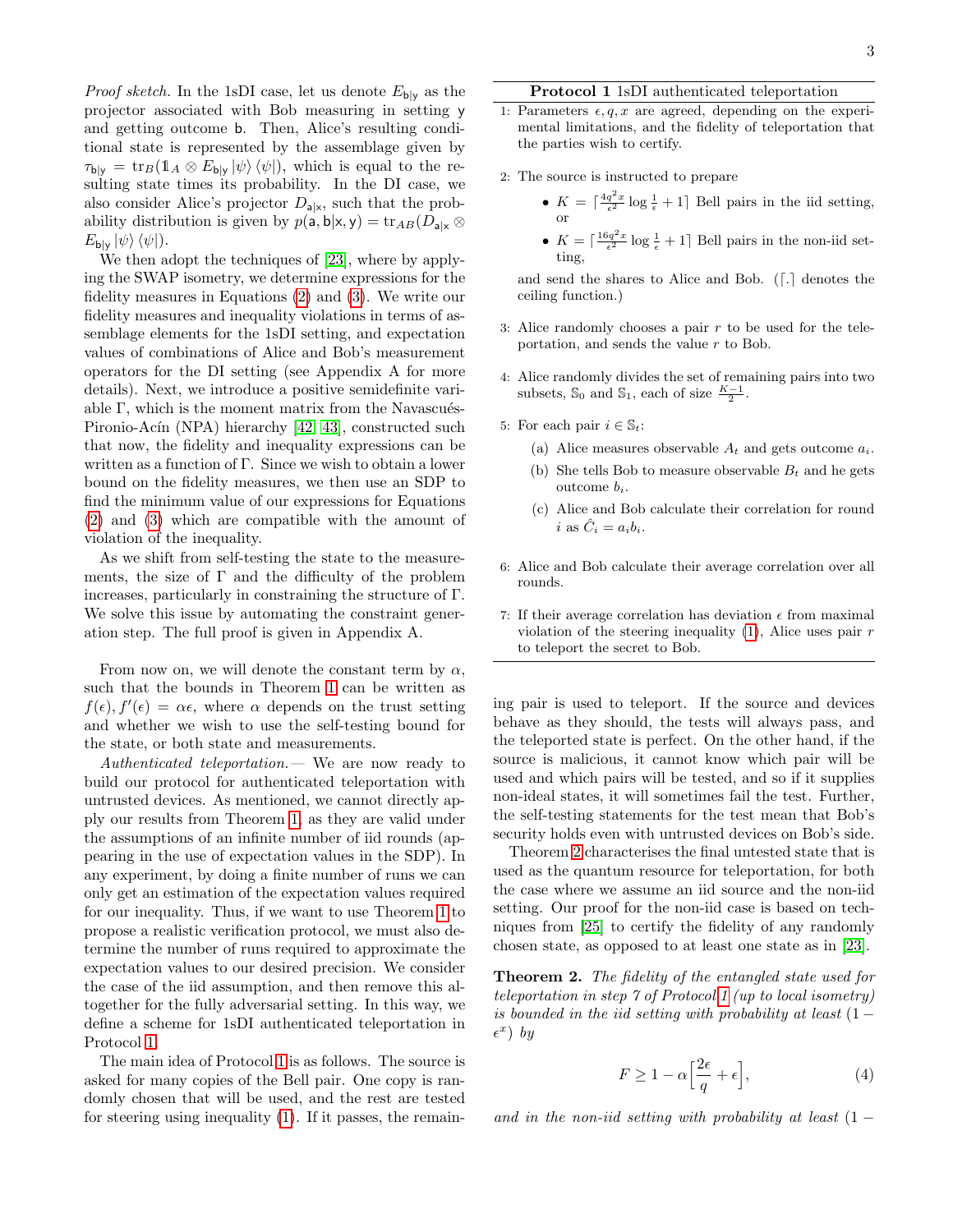*Proof sketch.* In the 1sDI case, let us denote $E_{\mathsf{b}|\mathsf{y}}$ as the projector associated with Bob measuring in setting $\mathsf{y}$ and getting outcome $\mathsf{b}$. Then, Alice's resulting conditional state is represented by the assemblage given by $\tau_{\mathsf{b}|\mathsf{y}} = \mathrm{tr}_B(\mathbb{1}_A \otimes E_{\mathsf{b}|\mathsf{y}} |\psi\rangle\langle\psi|)$, which is equal to the resulting state times its probability. In the DI case, we also consider Alice's projector $D_{\mathsf{a}|\mathsf{x}}$, such that the probability distribution is given by $p(\mathsf{a},\mathsf{b}|\mathsf{x},\mathsf{y}) = \mathrm{tr}_{AB}(D_{\mathsf{a}|\mathsf{x}} \otimes E_{\mathsf{b}|\mathsf{y}} |\psi\rangle\langle\psi|)$.

We then adopt the techniques of [23], where by applying the SWAP isometry, we determine expressions for the fidelity measures in Equations (2) and (3). We write our fidelity measures and inequality violations in terms of assemblage elements for the 1sDI setting, and expectation values of combinations of Alice and Bob's measurement operators for the DI setting (see Appendix A for more details). Next, we introduce a positive semidefinite variable $\Gamma$, which is the moment matrix from the Navascués-Pironio-Acín (NPA) hierarchy [42, 43], constructed such that now, the fidelity and inequality expressions can be written as a function of $\Gamma$. Since we wish to obtain a lower bound on the fidelity measures, we then use an SDP to find the minimum value of our expressions for Equations (2) and (3) which are compatible with the amount of violation of the inequality.

As we shift from self-testing the state to the measurements, the size of $\Gamma$ and the difficulty of the problem increases, particularly in constraining the structure of $\Gamma$. We solve this issue by automating the constraint generation step. The full proof is given in Appendix A.

From now on, we will denote the constant term by $\alpha$, such that the bounds in Theorem 1 can be written as $f(\epsilon), f'(\epsilon) = \alpha\epsilon$, where $\alpha$ depends on the trust setting and whether we wish to use the self-testing bound for the state, or both state and measurements.

*Authenticated teleportation.*— We are now ready to build our protocol for authenticated teleportation with untrusted devices. As mentioned, we cannot directly apply our results from Theorem 1, as they are valid under the assumptions of an infinite number of iid rounds (appearing in the use of expectation values in the SDP). In any experiment, by doing a finite number of runs we can only get an estimation of the expectation values required for our inequality. Thus, if we want to use Theorem 1 to propose a realistic verification protocol, we must also determine the number of runs required to approximate the expectation values to our desired precision. We consider the case of the iid assumption, and then remove this altogether for the fully adversarial setting. In this way, we define a scheme for 1sDI authenticated teleportation in Protocol 1.

The main idea of Protocol 1 is as follows. The source is asked for many copies of the Bell pair. One copy is randomly chosen that will be used, and the rest are tested for steering using inequality (1). If it passes, the remaining pair is used to teleport. If the source and devices behave as they should, the tests will always pass, and the teleported state is perfect. On the other hand, if the source is malicious, it cannot know which pair will be used and which pairs will be tested, and so if it supplies non-ideal states, it will sometimes fail the test. Further, the self-testing statements for the test mean that Bob's security holds even with untrusted devices on Bob's side.

**Protocol 1** 1sDI authenticated teleportation

1. Parameters $\epsilon, q, x$ are agreed, depending on the experimental limitations, and the fidelity of teleportation that the parties wish to certify.
2. The source is instructed to prepare
   - $K = \lceil \frac{4q^2x}{\epsilon^2} \log \frac{1}{\epsilon} + 1 \rceil$ Bell pairs in the iid setting, or
   - $K = \lceil \frac{16q^2x}{\epsilon^2} \log \frac{1}{\epsilon} + 1 \rceil$ Bell pairs in the non-iid setting,

   and send the shares to Alice and Bob. ($\lceil . \rceil$ denotes the ceiling function.)
3. Alice randomly chooses a pair $r$ to be used for the teleportation, and sends the value $r$ to Bob.
4. Alice randomly divides the set of remaining pairs into two subsets, $\mathbb{S}_0$ and $\mathbb{S}_1$, each of size $\frac{K-1}{2}$.
5. For each pair $i \in \mathbb{S}_t$:
   (a) Alice measures observable $A_t$ and gets outcome $a_i$.
   (b) She tells Bob to measure observable $B_t$ and he gets outcome $b_i$.
   (c) Alice and Bob calculate their correlation for round $i$ as $\hat{C}_i = a_i b_i$.
6. Alice and Bob calculate their average correlation over all rounds.
7. If their average correlation has deviation $\epsilon$ from maximal violation of the steering inequality (1), Alice uses pair $r$ to teleport the secret to Bob.

Theorem 2 characterises the final untested state that is used as the quantum resource for teleportation, for both the case where we assume an iid source and the non-iid setting. Our proof for the non-iid case is based on techniques from [25] to certify the fidelity of any randomly chosen state, as opposed to at least one state as in [23].

**Theorem 2.** *The fidelity of the entangled state used for teleportation in step 7 of Protocol 1 (up to local isometry) is bounded in the iid setting with probability at least $(1-\epsilon^x)$ by*

$$F \geq 1 - \alpha\Big[\frac{2\epsilon}{q} + \epsilon\Big], \tag{4}$$

*and in the non-iid setting with probability at least* $(1-$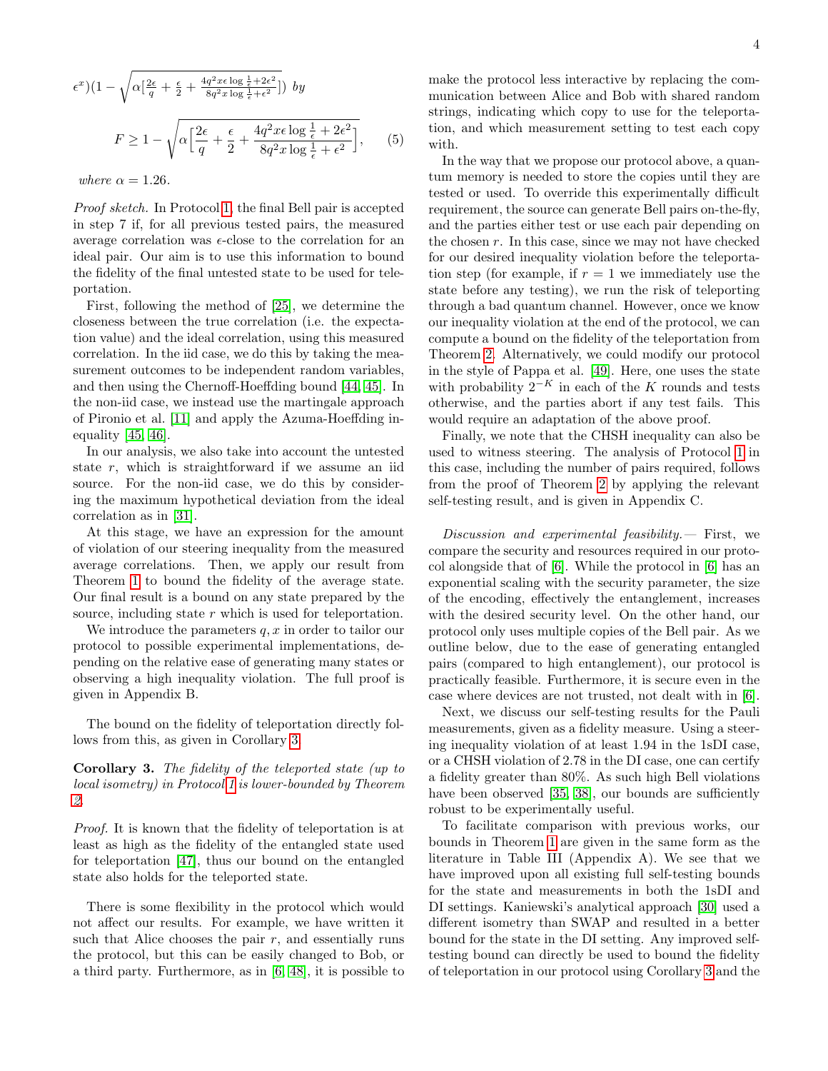$\epsilon^x)(1 - \sqrt{\alpha[\frac{2\epsilon}{q} + \frac{\epsilon}{2} + \frac{4q^2 x\epsilon \log\frac{1}{\epsilon} + 2\epsilon^2}{8q^2 x \log\frac{1}{\epsilon} + \epsilon^2}]})$ *by*

$$F \geq 1 - \sqrt{\alpha\Big[\frac{2\epsilon}{q} + \frac{\epsilon}{2} + \frac{4q^2 x\epsilon \log\frac{1}{\epsilon} + 2\epsilon^2}{8q^2 x \log\frac{1}{\epsilon} + \epsilon^2}\Big]}, \qquad (5)$$

*where* $\alpha = 1.26$.

*Proof sketch.* In Protocol 1, the final Bell pair is accepted in step 7 if, for all previous tested pairs, the measured average correlation was $\epsilon$-close to the correlation for an ideal pair. Our aim is to use this information to bound the fidelity of the final untested state to be used for teleportation.

First, following the method of [25], we determine the closeness between the true correlation (i.e. the expectation value) and the ideal correlation, using this measured correlation. In the iid case, we do this by taking the measurement outcomes to be independent random variables, and then using the Chernoff-Hoeffding bound [44, 45]. In the non-iid case, we instead use the martingale approach of Pironio et al. [11] and apply the Azuma-Hoeffding inequality [45, 46].

In our analysis, we also take into account the untested state $r$, which is straightforward if we assume an iid source. For the non-iid case, we do this by considering the maximum hypothetical deviation from the ideal correlation as in [31].

At this stage, we have an expression for the amount of violation of our steering inequality from the measured average correlations. Then, we apply our result from Theorem 1 to bound the fidelity of the average state. Our final result is a bound on any state prepared by the source, including state $r$ which is used for teleportation.

We introduce the parameters $q, x$ in order to tailor our protocol to possible experimental implementations, depending on the relative ease of generating many states or observing a high inequality violation. The full proof is given in Appendix B.

The bound on the fidelity of teleportation directly follows from this, as given in Corollary 3.

**Corollary 3.** *The fidelity of the teleported state (up to local isometry) in Protocol 1 is lower-bounded by Theorem 2.*

*Proof.* It is known that the fidelity of teleportation is at least as high as the fidelity of the entangled state used for teleportation [47], thus our bound on the entangled state also holds for the teleported state.

There is some flexibility in the protocol which would not affect our results. For example, we have written it such that Alice chooses the pair $r$, and essentially runs the protocol, but this can be easily changed to Bob, or a third party. Furthermore, as in [6, 48], it is possible to make the protocol less interactive by replacing the communication between Alice and Bob with shared random strings, indicating which copy to use for the teleportation, and which measurement setting to test each copy with.

In the way that we propose our protocol above, a quantum memory is needed to store the copies until they are tested or used. To override this experimentally difficult requirement, the source can generate Bell pairs on-the-fly, and the parties either test or use each pair depending on the chosen $r$. In this case, since we may not have checked for our desired inequality violation before the teleportation step (for example, if $r = 1$ we immediately use the state before any testing), we run the risk of teleporting through a bad quantum channel. However, once we know our inequality violation at the end of the protocol, we can compute a bound on the fidelity of the teleportation from Theorem 2. Alternatively, we could modify our protocol in the style of Pappa et al. [49]. Here, one uses the state with probability $2^{-K}$ in each of the $K$ rounds and tests otherwise, and the parties abort if any test fails. This would require an adaptation of the above proof.

Finally, we note that the CHSH inequality can also be used to witness steering. The analysis of Protocol 1 in this case, including the number of pairs required, follows from the proof of Theorem 2 by applying the relevant self-testing result, and is given in Appendix C.

*Discussion and experimental feasibility.*— First, we compare the security and resources required in our protocol alongside that of [6]. While the protocol in [6] has an exponential scaling with the security parameter, the size of the encoding, effectively the entanglement, increases with the desired security level. On the other hand, our protocol only uses multiple copies of the Bell pair. As we outline below, due to the ease of generating entangled pairs (compared to high entanglement), our protocol is practically feasible. Furthermore, it is secure even in the case where devices are not trusted, not dealt with in [6].

Next, we discuss our self-testing results for the Pauli measurements, given as a fidelity measure. Using a steering inequality violation of at least 1.94 in the 1sDI case, or a CHSH violation of 2.78 in the DI case, one can certify a fidelity greater than 80%. As such high Bell violations have been observed [35, 38], our bounds are sufficiently robust to be experimentally useful.

To facilitate comparison with previous works, our bounds in Theorem 1 are given in the same form as the literature in Table III (Appendix A). We see that we have improved upon all existing full self-testing bounds for the state and measurements in both the 1sDI and DI settings. Kaniewski's analytical approach [30] used a different isometry than SWAP and resulted in a better bound for the state in the DI setting. Any improved self-testing bound can directly be used to bound the fidelity of teleportation in our protocol using Corollary 3 and the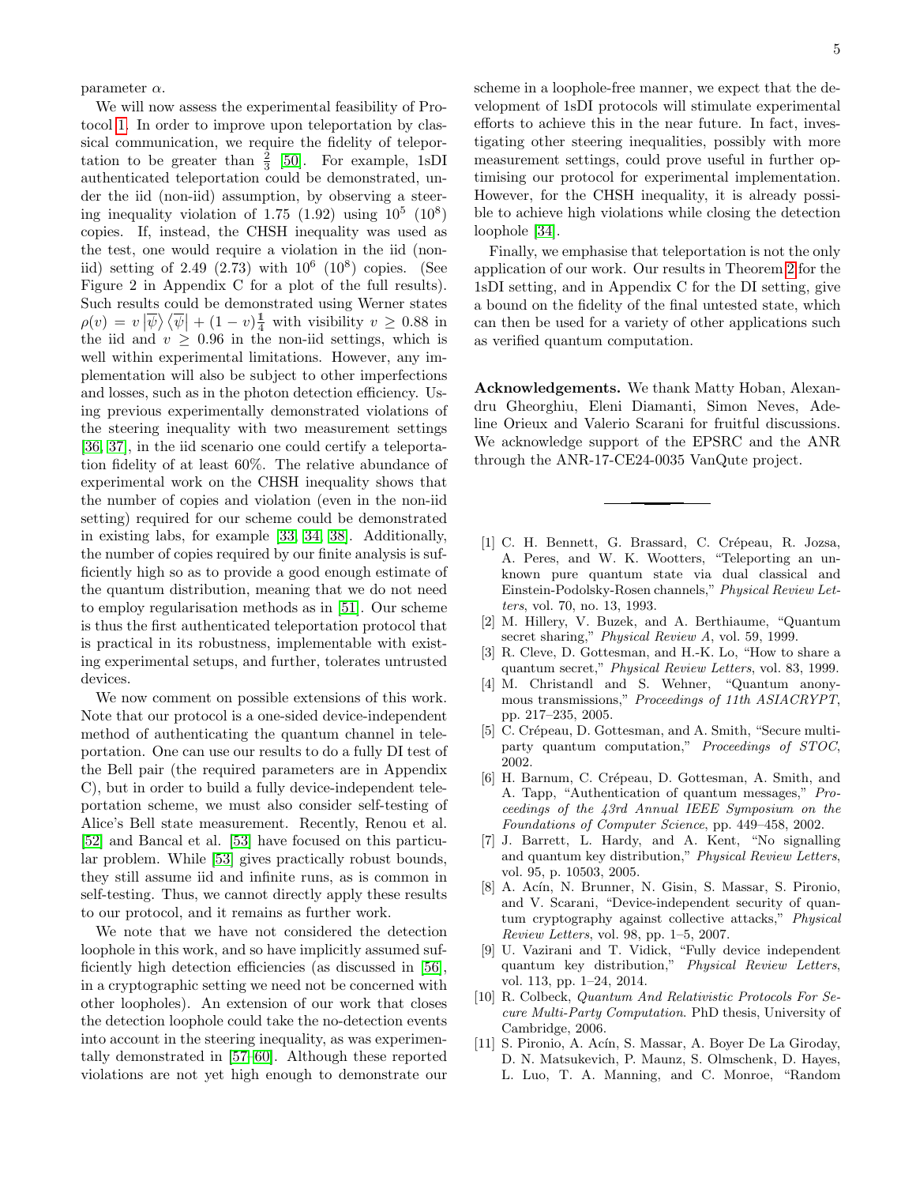parameter $\alpha$.

We will now assess the experimental feasibility of Protocol 1. In order to improve upon teleportation by classical communication, we require the fidelity of teleportation to be greater than $\frac{2}{3}$ [50]. For example, 1sDI authenticated teleportation could be demonstrated, under the iid (non-iid) assumption, by observing a steering inequality violation of 1.75 (1.92) using $10^5$ ($10^8$) copies. If, instead, the CHSH inequality was used as the test, one would require a violation in the iid (non-iid) setting of 2.49 (2.73) with $10^6$ ($10^8$) copies. (See Figure 2 in Appendix C for a plot of the full results). Such results could be demonstrated using Werner states $\rho(v) = v\,|\overline{\psi}\rangle\langle\overline{\psi}| + (1-v)\frac{\mathbb{1}}{4}$ with visibility $v \geq 0.88$ in the iid and $v \geq 0.96$ in the non-iid settings, which is well within experimental limitations. However, any implementation will also be subject to other imperfections and losses, such as in the photon detection efficiency. Using previous experimentally demonstrated violations of the steering inequality with two measurement settings [36, 37], in the iid scenario one could certify a teleportation fidelity of at least 60%. The relative abundance of experimental work on the CHSH inequality shows that the number of copies and violation (even in the non-iid setting) required for our scheme could be demonstrated in existing labs, for example [33, 34, 38]. Additionally, the number of copies required by our finite analysis is sufficiently high so as to provide a good enough estimate of the quantum distribution, meaning that we do not need to employ regularisation methods as in [51]. Our scheme is thus the first authenticated teleportation protocol that is practical in its robustness, implementable with existing experimental setups, and further, tolerates untrusted devices.

We now comment on possible extensions of this work. Note that our protocol is a one-sided device-independent method of authenticating the quantum channel in teleportation. One can use our results to do a fully DI test of the Bell pair (the required parameters are in Appendix C), but in order to build a fully device-independent teleportation scheme, we must also consider self-testing of Alice's Bell state measurement. Recently, Renou et al. [52] and Bancal et al. [53] have focused on this particular problem. While [53] gives practically robust bounds, they still assume iid and infinite runs, as is common in self-testing. Thus, we cannot directly apply these results to our protocol, and it remains as further work.

We note that we have not considered the detection loophole in this work, and so have implicitly assumed sufficiently high detection efficiencies (as discussed in [56], in a cryptographic setting we need not be concerned with other loopholes). An extension of our work that closes the detection loophole could take the no-detection events into account in the steering inequality, as was experimentally demonstrated in [57–60]. Although these reported violations are not yet high enough to demonstrate our scheme in a loophole-free manner, we expect that the development of 1sDI protocols will stimulate experimental efforts to achieve this in the near future. In fact, investigating other steering inequalities, possibly with more measurement settings, could prove useful in further optimising our protocol for experimental implementation. However, for the CHSH inequality, it is already possible to achieve high violations while closing the detection loophole [34].

Finally, we emphasise that teleportation is not the only application of our work. Our results in Theorem 2 for the 1sDI setting, and in Appendix C for the DI setting, give a bound on the fidelity of the final untested state, which can then be used for a variety of other applications such as verified quantum computation.

**Acknowledgements.** We thank Matty Hoban, Alexandru Gheorghiu, Eleni Diamanti, Simon Neves, Adeline Orieux and Valerio Scarani for fruitful discussions. We acknowledge support of the EPSRC and the ANR through the ANR-17-CE24-0035 VanQute project.

---

[1] C. H. Bennett, G. Brassard, C. Crépeau, R. Jozsa, A. Peres, and W. K. Wootters, "Teleporting an unknown pure quantum state via dual classical and Einstein-Podolsky-Rosen channels," *Physical Review Letters*, vol. 70, no. 13, 1993.

[2] M. Hillery, V. Buzek, and A. Berthiaume, "Quantum secret sharing," *Physical Review A*, vol. 59, 1999.

[3] R. Cleve, D. Gottesman, and H.-K. Lo, "How to share a quantum secret," *Physical Review Letters*, vol. 83, 1999.

[4] M. Christandl and S. Wehner, "Quantum anonymous transmissions," *Proceedings of 11th ASIACRYPT*, pp. 217–235, 2005.

[5] C. Crépeau, D. Gottesman, and A. Smith, "Secure multiparty quantum computation," *Proceedings of STOC*, 2002.

[6] H. Barnum, C. Crépeau, D. Gottesman, A. Smith, and A. Tapp, "Authentication of quantum messages," *Proceedings of the 43rd Annual IEEE Symposium on the Foundations of Computer Science*, pp. 449–458, 2002.

[7] J. Barrett, L. Hardy, and A. Kent, "No signalling and quantum key distribution," *Physical Review Letters*, vol. 95, p. 10503, 2005.

[8] A. Acín, N. Brunner, N. Gisin, S. Massar, S. Pironio, and V. Scarani, "Device-independent security of quantum cryptography against collective attacks," *Physical Review Letters*, vol. 98, pp. 1–5, 2007.

[9] U. Vazirani and T. Vidick, "Fully device independent quantum key distribution," *Physical Review Letters*, vol. 113, pp. 1–24, 2014.

[10] R. Colbeck, *Quantum And Relativistic Protocols For Secure Multi-Party Computation*. PhD thesis, University of Cambridge, 2006.

[11] S. Pironio, A. Acín, S. Massar, A. Boyer De La Giroday, D. N. Matsukevich, P. Maunz, S. Olmschenk, D. Hayes, L. Luo, T. A. Manning, and C. Monroe, "Random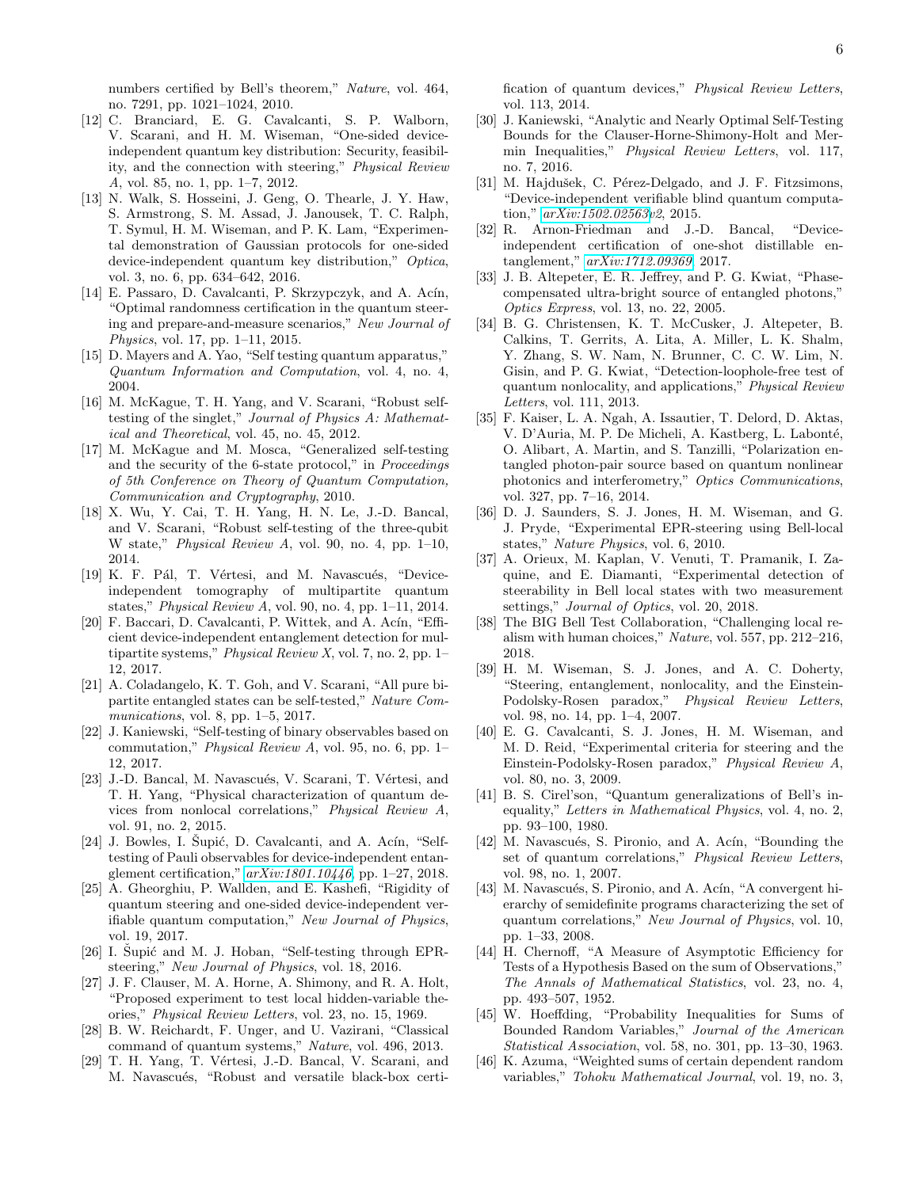numbers certified by Bell's theorem," *Nature*, vol. 464, no. 7291, pp. 1021–1024, 2010.

[12] C. Branciard, E. G. Cavalcanti, S. P. Walborn, V. Scarani, and H. M. Wiseman, "One-sided device-independent quantum key distribution: Security, feasibility, and the connection with steering," *Physical Review A*, vol. 85, no. 1, pp. 1–7, 2012.

[13] N. Walk, S. Hosseini, J. Geng, O. Thearle, J. Y. Haw, S. Armstrong, S. M. Assad, J. Janousek, T. C. Ralph, T. Symul, H. M. Wiseman, and P. K. Lam, "Experimental demonstration of Gaussian protocols for one-sided device-independent quantum key distribution," *Optica*, vol. 3, no. 6, pp. 634–642, 2016.

[14] E. Passaro, D. Cavalcanti, P. Skrzypczyk, and A. Acín, "Optimal randomness certification in the quantum steering and prepare-and-measure scenarios," *New Journal of Physics*, vol. 17, pp. 1–11, 2015.

[15] D. Mayers and A. Yao, "Self testing quantum apparatus," *Quantum Information and Computation*, vol. 4, no. 4, 2004.

[16] M. McKague, T. H. Yang, and V. Scarani, "Robust self-testing of the singlet," *Journal of Physics A: Mathematical and Theoretical*, vol. 45, no. 45, 2012.

[17] M. McKague and M. Mosca, "Generalized self-testing and the security of the 6-state protocol," in *Proceedings of 5th Conference on Theory of Quantum Computation, Communication and Cryptography*, 2010.

[18] X. Wu, Y. Cai, T. H. Yang, H. N. Le, J.-D. Bancal, and V. Scarani, "Robust self-testing of the three-qubit W state," *Physical Review A*, vol. 90, no. 4, pp. 1–10, 2014.

[19] K. F. Pál, T. Vértesi, and M. Navascués, "Device-independent tomography of multipartite quantum states," *Physical Review A*, vol. 90, no. 4, pp. 1–11, 2014.

[20] F. Baccari, D. Cavalcanti, P. Wittek, and A. Acín, "Efficient device-independent entanglement detection for multipartite systems," *Physical Review X*, vol. 7, no. 2, pp. 1–12, 2017.

[21] A. Coladangelo, K. T. Goh, and V. Scarani, "All pure bipartite entangled states can be self-tested," *Nature Communications*, vol. 8, pp. 1–5, 2017.

[22] J. Kaniewski, "Self-testing of binary observables based on commutation," *Physical Review A*, vol. 95, no. 6, pp. 1–12, 2017.

[23] J.-D. Bancal, M. Navascués, V. Scarani, T. Vértesi, and T. H. Yang, "Physical characterization of quantum devices from nonlocal correlations," *Physical Review A*, vol. 91, no. 2, 2015.

[24] J. Bowles, I. Šupić, D. Cavalcanti, and A. Acín, "Self-testing of Pauli observables for device-independent entanglement certification," *arXiv:1801.10446*, pp. 1–27, 2018.

[25] A. Gheorghiu, P. Wallden, and E. Kashefi, "Rigidity of quantum steering and one-sided device-independent verifiable quantum computation," *New Journal of Physics*, vol. 19, 2017.

[26] I. Šupić and M. J. Hoban, "Self-testing through EPR-steering," *New Journal of Physics*, vol. 18, 2016.

[27] J. F. Clauser, M. A. Horne, A. Shimony, and R. A. Holt, "Proposed experiment to test local hidden-variable theories," *Physical Review Letters*, vol. 23, no. 15, 1969.

[28] B. W. Reichardt, F. Unger, and U. Vazirani, "Classical command of quantum systems," *Nature*, vol. 496, 2013.

[29] T. H. Yang, T. Vértesi, J.-D. Bancal, V. Scarani, and M. Navascués, "Robust and versatile black-box certification of quantum devices," *Physical Review Letters*, vol. 113, 2014.

[30] J. Kaniewski, "Analytic and Nearly Optimal Self-Testing Bounds for the Clauser-Horne-Shimony-Holt and Mermin Inequalities," *Physical Review Letters*, vol. 117, no. 7, 2016.

[31] M. Hajdušek, C. Pérez-Delgado, and J. F. Fitzsimons, "Device-independent verifiable blind quantum computation," *arXiv:1502.02563v2*, 2015.

[32] R. Arnon-Friedman and J.-D. Bancal, "Device-independent certification of one-shot distillable entanglement," *arXiv:1712.09369*, 2017.

[33] J. B. Altepeter, E. R. Jeffrey, and P. G. Kwiat, "Phase-compensated ultra-bright source of entangled photons," *Optics Express*, vol. 13, no. 22, 2005.

[34] B. G. Christensen, K. T. McCusker, J. Altepeter, B. Calkins, T. Gerrits, A. Lita, A. Miller, L. K. Shalm, Y. Zhang, S. W. Nam, N. Brunner, C. C. W. Lim, N. Gisin, and P. G. Kwiat, "Detection-loophole-free test of quantum nonlocality, and applications," *Physical Review Letters*, vol. 111, 2013.

[35] F. Kaiser, L. A. Ngah, A. Issautier, T. Delord, D. Aktas, V. D'Auria, M. P. De Micheli, A. Kastberg, L. Labonté, O. Alibart, A. Martin, and S. Tanzilli, "Polarization entangled photon-pair source based on quantum nonlinear photonics and interferometry," *Optics Communications*, vol. 327, pp. 7–16, 2014.

[36] D. J. Saunders, S. J. Jones, H. M. Wiseman, and G. J. Pryde, "Experimental EPR-steering using Bell-local states," *Nature Physics*, vol. 6, 2010.

[37] A. Orieux, M. Kaplan, V. Venuti, T. Pramanik, I. Zaquine, and E. Diamanti, "Experimental detection of steerability in Bell local states with two measurement settings," *Journal of Optics*, vol. 20, 2018.

[38] The BIG Bell Test Collaboration, "Challenging local realism with human choices," *Nature*, vol. 557, pp. 212–216, 2018.

[39] H. M. Wiseman, S. J. Jones, and A. C. Doherty, "Steering, entanglement, nonlocality, and the Einstein-Podolsky-Rosen paradox," *Physical Review Letters*, vol. 98, no. 14, pp. 1–4, 2007.

[40] E. G. Cavalcanti, S. J. Jones, H. M. Wiseman, and M. D. Reid, "Experimental criteria for steering and the Einstein-Podolsky-Rosen paradox," *Physical Review A*, vol. 80, no. 3, 2009.

[41] B. S. Cirel'son, "Quantum generalizations of Bell's inequality," *Letters in Mathematical Physics*, vol. 4, no. 2, pp. 93–100, 1980.

[42] M. Navascués, S. Pironio, and A. Acín, "Bounding the set of quantum correlations," *Physical Review Letters*, vol. 98, no. 1, 2007.

[43] M. Navascués, S. Pironio, and A. Acín, "A convergent hierarchy of semidefinite programs characterizing the set of quantum correlations," *New Journal of Physics*, vol. 10, pp. 1–33, 2008.

[44] H. Chernoff, "A Measure of Asymptotic Efficiency for Tests of a Hypothesis Based on the sum of Observations," *The Annals of Mathematical Statistics*, vol. 23, no. 4, pp. 493–507, 1952.

[45] W. Hoeffding, "Probability Inequalities for Sums of Bounded Random Variables," *Journal of the American Statistical Association*, vol. 58, no. 301, pp. 13–30, 1963.

[46] K. Azuma, "Weighted sums of certain dependent random variables," *Tohoku Mathematical Journal*, vol. 19, no. 3,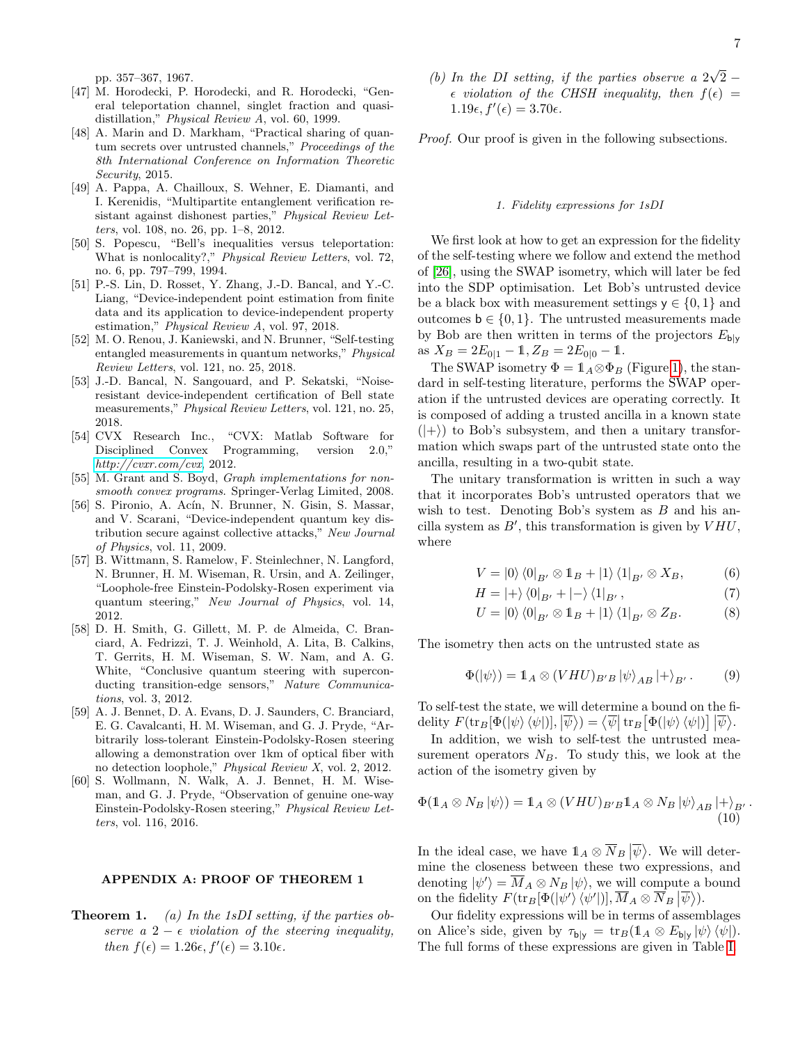pp. 357–367, 1967.

[47] M. Horodecki, P. Horodecki, and R. Horodecki, "General teleportation channel, singlet fraction and quasi-distillation," *Physical Review A*, vol. 60, 1999.

[48] A. Marin and D. Markham, "Practical sharing of quantum secrets over untrusted channels," *Proceedings of the 8th International Conference on Information Theoretic Security*, 2015.

[49] A. Pappa, A. Chailloux, S. Wehner, E. Diamanti, and I. Kerenidis, "Multipartite entanglement verification resistant against dishonest parties," *Physical Review Letters*, vol. 108, no. 26, pp. 1–8, 2012.

[50] S. Popescu, "Bell's inequalities versus teleportation: What is nonlocality?," *Physical Review Letters*, vol. 72, no. 6, pp. 797–799, 1994.

[51] P.-S. Lin, D. Rosset, Y. Zhang, J.-D. Bancal, and Y.-C. Liang, "Device-independent point estimation from finite data and its application to device-independent property estimation," *Physical Review A*, vol. 97, 2018.

[52] M. O. Renou, J. Kaniewski, and N. Brunner, "Self-testing entangled measurements in quantum networks," *Physical Review Letters*, vol. 121, no. 25, 2018.

[53] J.-D. Bancal, N. Sangouard, and P. Sekatski, "Noise-resistant device-independent certification of Bell state measurements," *Physical Review Letters*, vol. 121, no. 25, 2018.

[54] CVX Research Inc., "CVX: Matlab Software for Disciplined Convex Programming, version 2.0," http://cvxr.com/cvx, 2012.

[55] M. Grant and S. Boyd, *Graph implementations for non-smooth convex programs*. Springer-Verlag Limited, 2008.

[56] S. Pironio, A. Acín, N. Brunner, N. Gisin, S. Massar, and V. Scarani, "Device-independent quantum key distribution secure against collective attacks," *New Journal of Physics*, vol. 11, 2009.

[57] B. Wittmann, S. Ramelow, F. Steinlechner, N. Langford, N. Brunner, H. M. Wiseman, R. Ursin, and A. Zeilinger, "Loophole-free Einstein-Podolsky-Rosen experiment via quantum steering," *New Journal of Physics*, vol. 14, 2012.

[58] D. H. Smith, G. Gillett, M. P. de Almeida, C. Branciard, A. Fedrizzi, T. J. Weinhold, A. Lita, B. Calkins, T. Gerrits, H. M. Wiseman, S. W. Nam, and A. G. White, "Conclusive quantum steering with superconducting transition-edge sensors," *Nature Communications*, vol. 3, 2012.

[59] A. J. Bennet, D. A. Evans, D. J. Saunders, C. Branciard, E. G. Cavalcanti, H. M. Wiseman, and G. J. Pryde, "Arbitrarily loss-tolerant Einstein-Podolsky-Rosen steering allowing a demonstration over 1km of optical fiber with no detection loophole," *Physical Review X*, vol. 2, 2012.

[60] S. Wollmann, N. Walk, A. J. Bennet, H. M. Wiseman, and G. J. Pryde, "Observation of genuine one-way Einstein-Podolsky-Rosen steering," *Physical Review Letters*, vol. 116, 2016.

## APPENDIX A: PROOF OF THEOREM 1

**Theorem 1.** *(a) In the 1sDI setting, if the parties observe a $2-\epsilon$ violation of the steering inequality, then $f(\epsilon) = 1.26\epsilon, f'(\epsilon) = 3.10\epsilon$.*

*(b) In the DI setting, if the parties observe a $2\sqrt{2}-\epsilon$ violation of the CHSH inequality, then $f(\epsilon) = 1.19\epsilon, f'(\epsilon) = 3.70\epsilon$.*

*Proof.* Our proof is given in the following subsections.

### 1. Fidelity expressions for 1sDI

We first look at how to get an expression for the fidelity of the self-testing where we follow and extend the method of [26], using the SWAP isometry, which will later be fed into the SDP optimisation. Let Bob's untrusted device be a black box with measurement settings $\mathsf{y} \in \{0,1\}$ and outcomes $\mathsf{b} \in \{0,1\}$. The untrusted measurements made by Bob are then written in terms of the projectors $E_{\mathsf{b}|\mathsf{y}}$ as $X_B = 2E_{0|1} - \mathbb{1}, Z_B = 2E_{0|0} - \mathbb{1}$.

The SWAP isometry $\Phi = \mathbb{1}_A \otimes \Phi_B$ (Figure 1), the standard in self-testing literature, performs the SWAP operation if the untrusted devices are operating correctly. It is composed of adding a trusted ancilla in a known state ($|+\rangle$) to Bob's subsystem, and then a unitary transformation which swaps part of the untrusted state onto the ancilla, resulting in a two-qubit state.

The unitary transformation is written in such a way that it incorporates Bob's untrusted operators that we wish to test. Denoting Bob's system as $B$ and his ancilla system as $B'$, this transformation is given by $VHU$, where

$$V = |0\rangle\langle 0|_{B'} \otimes \mathbb{1}_B + |1\rangle\langle 1|_{B'} \otimes X_B, \tag{6}$$

$$H = |+\rangle\langle 0|_{B'} + |-\rangle\langle 1|_{B'}, \tag{7}$$

$$U = |0\rangle\langle 0|_{B'} \otimes \mathbb{1}_B + |1\rangle\langle 1|_{B'} \otimes Z_B. \tag{8}$$

The isometry then acts on the untrusted state as

$$\Phi(|\psi\rangle) = \mathbb{1}_A \otimes (VHU)_{B'B} |\psi\rangle_{AB} |+\rangle_{B'}. \tag{9}$$

To self-test the state, we will determine a bound on the fidelity $F(\mathrm{tr}_B[\Phi(|\psi\rangle\langle\psi|)], |\overline{\psi}\rangle) = \langle\overline{\psi}|\, \mathrm{tr}_B\big[\Phi(|\psi\rangle\langle\psi|)\big]\, |\overline{\psi}\rangle$.

In addition, we wish to self-test the untrusted measurement operators $N_B$. To study this, we look at the action of the isometry given by

$$\Phi(\mathbb{1}_A \otimes N_B |\psi\rangle) = \mathbb{1}_A \otimes (VHU)_{B'B} \mathbb{1}_A \otimes N_B |\psi\rangle_{AB} |+\rangle_{B'}. \tag{10}$$

In the ideal case, we have $\mathbb{1}_A \otimes \overline{N}_B |\overline{\psi}\rangle$. We will determine the closeness between these two expressions, and denoting $|\psi'\rangle = \overline{M}_A \otimes N_B |\psi\rangle$, we will compute a bound on the fidelity $F(\mathrm{tr}_B[\Phi(|\psi'\rangle\langle\psi'|)], \overline{M}_A \otimes \overline{N}_B |\overline{\psi}\rangle)$.

Our fidelity expressions will be in terms of assemblages on Alice's side, given by $\tau_{\mathsf{b}|\mathsf{y}} = \mathrm{tr}_B(\mathbb{1}_A \otimes E_{\mathsf{b}|\mathsf{y}} |\psi\rangle\langle\psi|)$. The full forms of these expressions are given in Table I.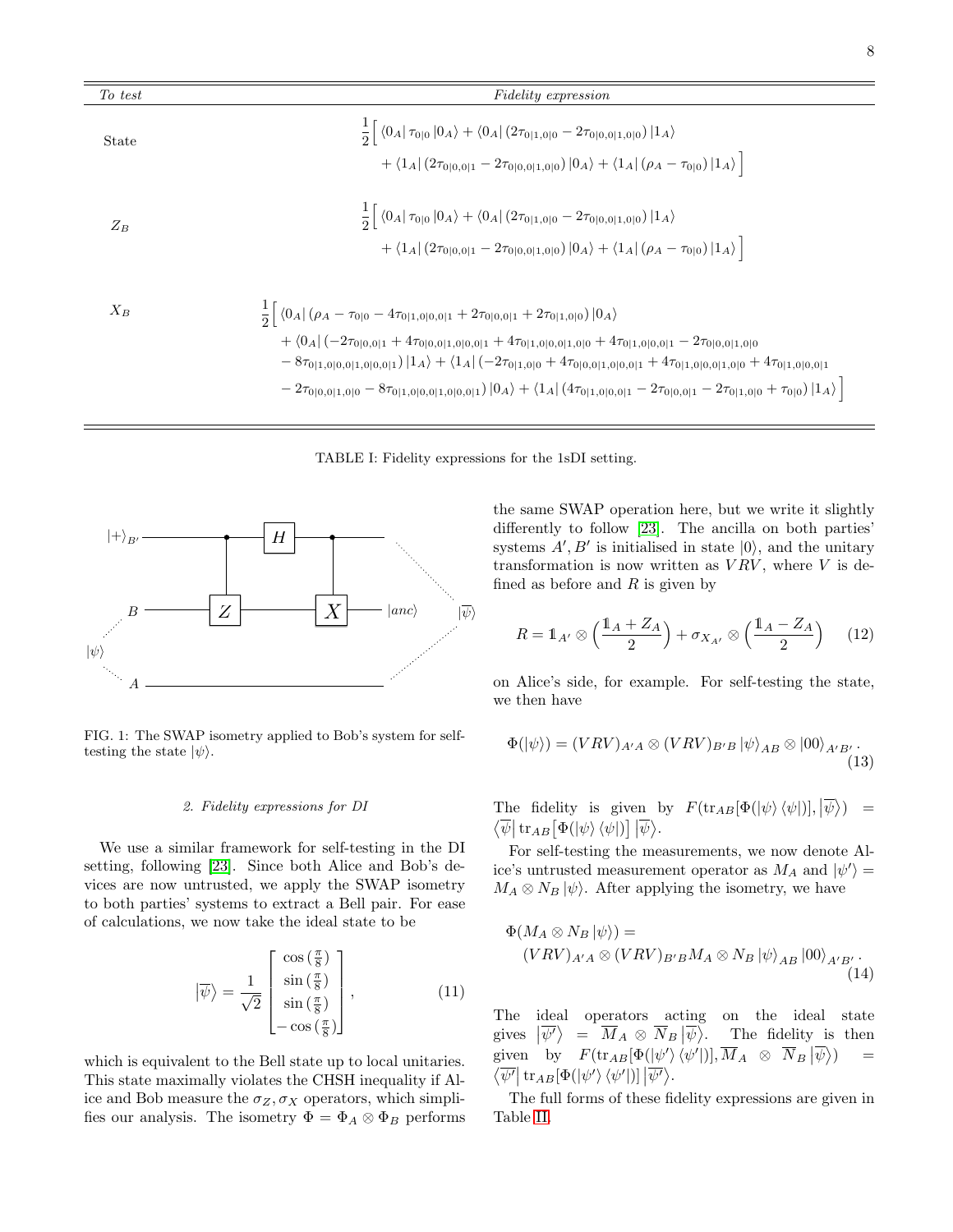| *To test* | *Fidelity expression* |
|---|---|
| State | $\frac{1}{2}\Big[ \langle 0_A\| \tau_{0\|0} \|0_A\rangle + \langle 0_A\| (2\tau_{0\|1,0\|0} - 2\tau_{0\|0,0\|1,0\|0}) \|1_A\rangle + \langle 1_A\| (2\tau_{0\|0,0\|1} - 2\tau_{0\|0,0\|1,0\|0}) \|0_A\rangle + \langle 1_A\| (\rho_A - \tau_{0\|0}) \|1_A\rangle \Big]$ |
| $Z_B$ | $\frac{1}{2}\Big[ \langle 0_A\| \tau_{0\|0} \|0_A\rangle + \langle 0_A\| (2\tau_{0\|1,0\|0} - 2\tau_{0\|0,0\|1,0\|0}) \|1_A\rangle + \langle 1_A\| (2\tau_{0\|0,0\|1} - 2\tau_{0\|0,0\|1,0\|0}) \|0_A\rangle + \langle 1_A\| (\rho_A - \tau_{0\|0}) \|1_A\rangle \Big]$ |
| $X_B$ | $\frac{1}{2}\Big[ \langle 0_A\| (\rho_A - \tau_{0\|0} - 4\tau_{0\|1,0\|0,0\|1} + 2\tau_{0\|0,0\|1} + 2\tau_{0\|1,0\|0}) \|0_A\rangle + \langle 0_A\| (-2\tau_{0\|0,0\|1} + 4\tau_{0\|0,0\|1,0\|0,0\|1} + 4\tau_{0\|1,0\|0,0\|1,0\|0} + 4\tau_{0\|1,0\|0,0\|1} - 2\tau_{0\|0,0\|1,0\|0} - 8\tau_{0\|1,0\|0,0\|1,0\|0,0\|1}) \|1_A\rangle + \langle 1_A\| (-2\tau_{0\|1,0\|0} + 4\tau_{0\|0,0\|1,0\|0,0\|1} + 4\tau_{0\|1,0\|0,0\|1,0\|0} + 4\tau_{0\|1,0\|0,0\|1} - 2\tau_{0\|0,0\|1,0\|0} - 8\tau_{0\|1,0\|0,0\|1,0\|0,0\|1}) \|0_A\rangle + \langle 1_A\| (4\tau_{0\|1,0\|0,0\|1} - 2\tau_{0\|0,0\|1} - 2\tau_{0\|1,0\|0} + \tau_{0\|0}) \|1_A\rangle \Big]$ |

TABLE I: Fidelity expressions for the 1sDI setting.

FIG. 1: The SWAP isometry applied to Bob's system for self-testing the state $|\psi\rangle$.

*2. Fidelity expressions for DI*

We use a similar framework for self-testing in the DI setting, following [23]. Since both Alice and Bob's devices are now untrusted, we apply the SWAP isometry to both parties' systems to extract a Bell pair. For ease of calculations, we now take the ideal state to be

$$|\overline{\psi}\rangle = \frac{1}{\sqrt{2}} \begin{bmatrix} \cos\left(\frac{\pi}{8}\right) \\ \sin\left(\frac{\pi}{8}\right) \\ \sin\left(\frac{\pi}{8}\right) \\ -\cos\left(\frac{\pi}{8}\right) \end{bmatrix}, \tag{11}$$

which is equivalent to the Bell state up to local unitaries. This state maximally violates the CHSH inequality if Alice and Bob measure the $\sigma_Z, \sigma_X$ operators, which simplifies our analysis. The isometry $\Phi = \Phi_A \otimes \Phi_B$ performs the same SWAP operation here, but we write it slightly differently to follow [23]. The ancilla on both parties' systems $A', B'$ is initialised in state $|0\rangle$, and the unitary transformation is now written as $VRV$, where $V$ is defined as before and $R$ is given by

$$R = \mathbb{1}_{A'} \otimes \left(\frac{\mathbb{1}_A + Z_A}{2}\right) + \sigma_{X_{A'}} \otimes \left(\frac{\mathbb{1}_A - Z_A}{2}\right) \tag{12}$$

on Alice's side, for example. For self-testing the state, we then have

$$\Phi(|\psi\rangle) = (VRV)_{A'A} \otimes (VRV)_{B'B} |\psi\rangle_{AB} \otimes |00\rangle_{A'B'}. \tag{13}$$

The fidelity is given by $F(\mathrm{tr}_{AB}[\Phi(|\psi\rangle\langle\psi|)], |\overline{\psi}\rangle) = \langle\overline{\psi}|\, \mathrm{tr}_{AB}\big[\Phi(|\psi\rangle\langle\psi|)\big]\, |\overline{\psi}\rangle$.

For self-testing the measurements, we now denote Alice's untrusted measurement operator as $M_A$ and $|\psi'\rangle = M_A \otimes N_B |\psi\rangle$. After applying the isometry, we have

$$\Phi(M_A \otimes N_B |\psi\rangle) = (VRV)_{A'A} \otimes (VRV)_{B'B} M_A \otimes N_B |\psi\rangle_{AB} |00\rangle_{A'B'}. \tag{14}$$

The ideal operators acting on the ideal state gives $|\overline{\psi'}\rangle = \overline{M}_A \otimes \overline{N}_B |\overline{\psi}\rangle$. The fidelity is then given by $F(\mathrm{tr}_{AB}[\Phi(|\psi'\rangle\langle\psi'|)], \overline{M}_A \otimes \overline{N}_B |\overline{\psi}\rangle) = \langle\overline{\psi'}|\, \mathrm{tr}_{AB}[\Phi(|\psi'\rangle\langle\psi'|)]\, |\overline{\psi'}\rangle$.

The full forms of these fidelity expressions are given in Table II.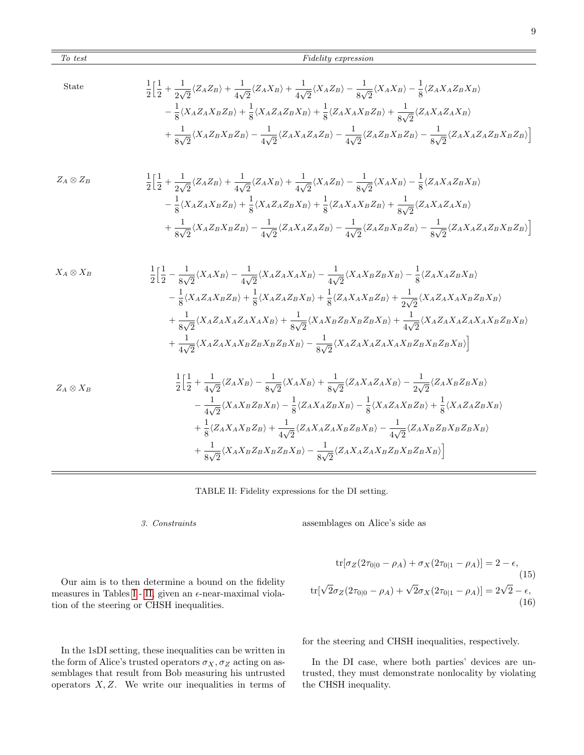| *To test* | *Fidelity expression* |
|---|---|
| State | $\frac{1}{2}\Big[\frac{1}{2} + \frac{1}{2\sqrt{2}}\langle Z_AZ_B\rangle + \frac{1}{4\sqrt{2}}\langle Z_AX_B\rangle + \frac{1}{4\sqrt{2}}\langle X_AZ_B\rangle - \frac{1}{8\sqrt{2}}\langle X_AX_B\rangle - \frac{1}{8}\langle Z_AX_AZ_BX_B\rangle - \frac{1}{8}\langle X_AZ_AX_BZ_B\rangle + \frac{1}{8}\langle X_AZ_AZ_BX_B\rangle + \frac{1}{8}\langle Z_AX_AX_BZ_B\rangle + \frac{1}{8\sqrt{2}}\langle Z_AX_AZ_AX_B\rangle + \frac{1}{8\sqrt{2}}\langle X_AZ_BX_BZ_B\rangle - \frac{1}{4\sqrt{2}}\langle Z_AX_AZ_AZ_B\rangle - \frac{1}{4\sqrt{2}}\langle Z_AZ_BX_BZ_B\rangle - \frac{1}{8\sqrt{2}}\langle Z_AX_AZ_AZ_BX_BZ_B\rangle\Big]$ |
| $Z_A\otimes Z_B$ | $\frac{1}{2}\Big[\frac{1}{2} + \frac{1}{2\sqrt{2}}\langle Z_AZ_B\rangle + \frac{1}{4\sqrt{2}}\langle Z_AX_B\rangle + \frac{1}{4\sqrt{2}}\langle X_AZ_B\rangle - \frac{1}{8\sqrt{2}}\langle X_AX_B\rangle - \frac{1}{8}\langle Z_AX_AZ_BX_B\rangle - \frac{1}{8}\langle X_AZ_AX_BZ_B\rangle + \frac{1}{8}\langle X_AZ_AZ_BX_B\rangle + \frac{1}{8}\langle Z_AX_AX_BZ_B\rangle + \frac{1}{8\sqrt{2}}\langle Z_AX_AZ_AX_B\rangle + \frac{1}{8\sqrt{2}}\langle X_AZ_BX_BZ_B\rangle - \frac{1}{4\sqrt{2}}\langle Z_AX_AZ_AZ_B\rangle - \frac{1}{4\sqrt{2}}\langle Z_AZ_BX_BZ_B\rangle - \frac{1}{8\sqrt{2}}\langle Z_AX_AZ_AZ_BX_BZ_B\rangle\Big]$ |
| $X_A\otimes X_B$ | $\frac{1}{2}\Big[\frac{1}{2} - \frac{1}{8\sqrt{2}}\langle X_AX_B\rangle - \frac{1}{4\sqrt{2}}\langle X_AZ_AX_AX_B\rangle - \frac{1}{4\sqrt{2}}\langle X_AX_BZ_BX_B\rangle - \frac{1}{8}\langle Z_AX_AZ_BX_B\rangle - \frac{1}{8}\langle X_AZ_AX_BZ_B\rangle + \frac{1}{8}\langle X_AZ_AZ_BX_B\rangle + \frac{1}{8}\langle Z_AX_AX_BZ_B\rangle + \frac{1}{2\sqrt{2}}\langle X_AZ_AX_AX_BZ_BX_B\rangle + \frac{1}{8\sqrt{2}}\langle X_AZ_AX_AZ_AX_AX_B\rangle + \frac{1}{8\sqrt{2}}\langle X_AX_BZ_BX_BZ_BX_B\rangle + \frac{1}{4\sqrt{2}}\langle X_AZ_AX_AZ_AX_AX_BZ_BX_B\rangle + \frac{1}{4\sqrt{2}}\langle X_AZ_AX_AX_BZ_BX_BZ_BX_B\rangle - \frac{1}{8\sqrt{2}}\langle X_AZ_AX_AZ_AX_AX_BZ_BX_BZ_BX_B\rangle\Big]$ |
| $Z_A\otimes X_B$ | $\frac{1}{2}\Big[\frac{1}{2} + \frac{1}{4\sqrt{2}}\langle Z_AX_B\rangle - \frac{1}{8\sqrt{2}}\langle X_AX_B\rangle + \frac{1}{8\sqrt{2}}\langle Z_AX_AZ_AX_B\rangle - \frac{1}{2\sqrt{2}}\langle Z_AX_BZ_BX_B\rangle - \frac{1}{4\sqrt{2}}\langle X_AX_BZ_BX_B\rangle - \frac{1}{8}\langle Z_AX_AZ_BX_B\rangle - \frac{1}{8}\langle X_AZ_AX_BZ_B\rangle + \frac{1}{8}\langle X_AZ_AZ_BX_B\rangle + \frac{1}{8}\langle Z_AX_AX_BZ_B\rangle + \frac{1}{4\sqrt{2}}\langle Z_AX_AZ_AX_BZ_BX_B\rangle - \frac{1}{4\sqrt{2}}\langle Z_AX_BZ_BX_BZ_BX_B\rangle + \frac{1}{8\sqrt{2}}\langle X_AX_BZ_BX_BZ_BX_B\rangle - \frac{1}{8\sqrt{2}}\langle Z_AX_AZ_AX_BZ_BX_BZ_BX_B\rangle\Big]$ |

TABLE II: Fidelity expressions for the DI setting.

#### 3. Constraints

Our aim is to then determine a bound on the fidelity measures in Tables I - II, given an $\epsilon$-near-maximal violation of the steering or CHSH inequalities.

In the 1sDI setting, these inequalities can be written in the form of Alice's trusted operators $\sigma_X, \sigma_Z$ acting on assemblages that result from Bob measuring his untrusted operators $X, Z$. We write our inequalities in terms of assemblages on Alice's side as

$$\mathrm{tr}[\sigma_Z(2\tau_{0|0} - \rho_A) + \sigma_X(2\tau_{0|1} - \rho_A)] = 2 - \epsilon, \tag{15}$$

$$\mathrm{tr}[\sqrt{2}\sigma_Z(2\tau_{0|0} - \rho_A) + \sqrt{2}\sigma_X(2\tau_{0|1} - \rho_A)] = 2\sqrt{2} - \epsilon, \tag{16}$$

for the steering and CHSH inequalities, respectively.

In the DI case, where both parties' devices are untrusted, they must demonstrate nonlocality by violating the CHSH inequality.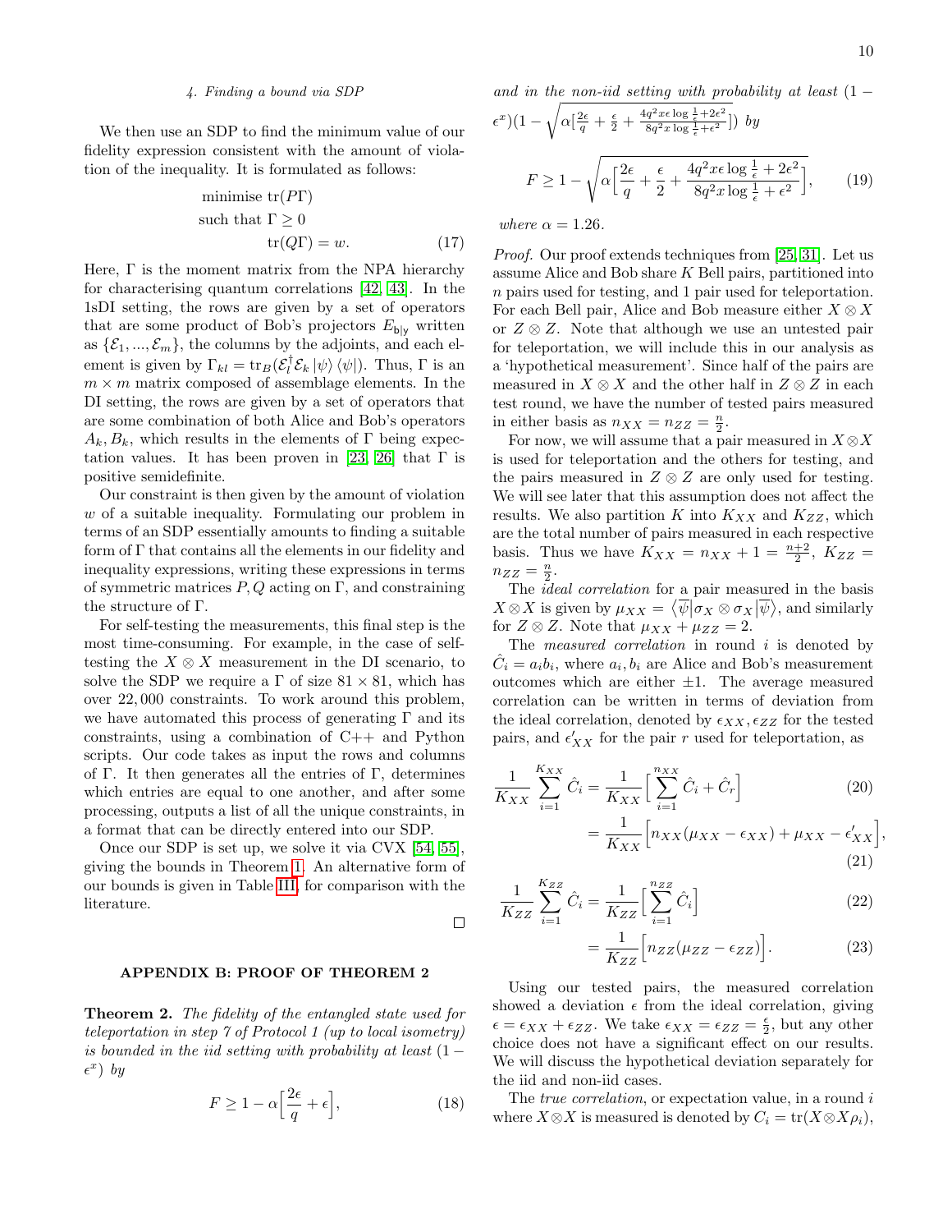### 4. Finding a bound via SDP

We then use an SDP to find the minimum value of our fidelity expression consistent with the amount of violation of the inequality. It is formulated as follows:

$$\begin{aligned} &\text{minimise } \operatorname{tr}(P\Gamma) \\ &\text{such that } \Gamma \geq 0 \\ &\qquad\qquad \operatorname{tr}(Q\Gamma) = w. \end{aligned} \tag{17}$$

Here, $\Gamma$ is the moment matrix from the NPA hierarchy for characterising quantum correlations [42, 43]. In the 1sDI setting, the rows are given by a set of operators that are some product of Bob's projectors $E_{\mathsf{b}|\mathsf{y}}$ written as $\{\mathcal{E}_1, ..., \mathcal{E}_m\}$, the columns by the adjoints, and each element is given by $\Gamma_{kl} = \operatorname{tr}_B(\mathcal{E}_l^\dagger \mathcal{E}_k |\psi\rangle\langle\psi|)$. Thus, $\Gamma$ is an $m \times m$ matrix composed of assemblage elements. In the DI setting, the rows are given by a set of operators that are some combination of both Alice and Bob's operators $A_k, B_k$, which results in the elements of $\Gamma$ being expectation values. It has been proven in [23, 26] that $\Gamma$ is positive semidefinite.

Our constraint is then given by the amount of violation $w$ of a suitable inequality. Formulating our problem in terms of an SDP essentially amounts to finding a suitable form of $\Gamma$ that contains all the elements in our fidelity and inequality expressions, writing these expressions in terms of symmetric matrices $P, Q$ acting on $\Gamma$, and constraining the structure of $\Gamma$.

For self-testing the measurements, this final step is the most time-consuming. For example, in the case of self-testing the $X \otimes X$ measurement in the DI scenario, to solve the SDP we require a $\Gamma$ of size $81 \times 81$, which has over 22,000 constraints. To work around this problem, we have automated this process of generating $\Gamma$ and its constraints, using a combination of C++ and Python scripts. Our code takes as input the rows and columns of $\Gamma$. It then generates all the entries of $\Gamma$, determines which entries are equal to one another, and after some processing, outputs a list of all the unique constraints, in a format that can be directly entered into our SDP.

Once our SDP is set up, we solve it via CVX [54, 55], giving the bounds in Theorem 1. An alternative form of our bounds is given in Table III, for comparison with the literature.

□

## APPENDIX B: PROOF OF THEOREM 2

**Theorem 2.** *The fidelity of the entangled state used for teleportation in step 7 of Protocol 1 (up to local isometry) is bounded in the iid setting with probability at least $(1 - \epsilon^x)$ by*

$$F \geq 1 - \alpha\Big[\frac{2\epsilon}{q} + \epsilon\Big], \tag{18}$$

*and in the non-iid setting with probability at least $(1 - \epsilon^x)(1 - \sqrt{\alpha[\frac{2\epsilon}{q} + \frac{\epsilon}{2} + \frac{4q^2 x\epsilon \log\frac{1}{\epsilon} + 2\epsilon^2}{8q^2 x \log\frac{1}{\epsilon} + \epsilon^2}]})$ by*

$$F \geq 1 - \sqrt{\alpha\Big[\frac{2\epsilon}{q} + \frac{\epsilon}{2} + \frac{4q^2 x\epsilon \log\frac{1}{\epsilon} + 2\epsilon^2}{8q^2 x \log\frac{1}{\epsilon} + \epsilon^2}\Big]}, \tag{19}$$

*where $\alpha = 1.26$.*

*Proof.* Our proof extends techniques from [25, 31]. Let us assume Alice and Bob share $K$ Bell pairs, partitioned into $n$ pairs used for testing, and 1 pair used for teleportation. For each Bell pair, Alice and Bob measure either $X \otimes X$ or $Z \otimes Z$. Note that although we use an untested pair for teleportation, we will include this in our analysis as a 'hypothetical measurement'. Since half of the pairs are measured in $X \otimes X$ and the other half in $Z \otimes Z$ in each test round, we have the number of tested pairs measured in either basis as $n_{XX} = n_{ZZ} = \frac{n}{2}$.

For now, we will assume that a pair measured in $X \otimes X$ is used for teleportation and the others for testing, and the pairs measured in $Z \otimes Z$ are only used for testing. We will see later that this assumption does not affect the results. We also partition $K$ into $K_{XX}$ and $K_{ZZ}$, which are the total number of pairs measured in each respective basis. Thus we have $K_{XX} = n_{XX} + 1 = \frac{n+2}{2}$, $K_{ZZ} = n_{ZZ} = \frac{n}{2}$.

The *ideal correlation* for a pair measured in the basis $X \otimes X$ is given by $\mu_{XX} = \langle\overline{\psi}|\sigma_X \otimes \sigma_X|\overline{\psi}\rangle$, and similarly for $Z \otimes Z$. Note that $\mu_{XX} + \mu_{ZZ} = 2$.

The *measured correlation* in round $i$ is denoted by $\hat{C}_i = a_i b_i$, where $a_i, b_i$ are Alice and Bob's measurement outcomes which are either $\pm 1$. The average measured correlation can be written in terms of deviation from the ideal correlation, denoted by $\epsilon_{XX}, \epsilon_{ZZ}$ for the tested pairs, and $\epsilon'_{XX}$ for the pair $r$ used for teleportation, as

$$\frac{1}{K_{XX}} \sum_{i=1}^{K_{XX}} \hat{C}_i = \frac{1}{K_{XX}} \Big[\sum_{i=1}^{n_{XX}} \hat{C}_i + \hat{C}_r\Big] \tag{20}$$

$$= \frac{1}{K_{XX}} \Big[n_{XX}(\mu_{XX} - \epsilon_{XX}) + \mu_{XX} - \epsilon'_{XX}\Big], \tag{21}$$

$$\frac{1}{K_{ZZ}} \sum_{i=1}^{K_{ZZ}} \hat{C}_i = \frac{1}{K_{ZZ}} \Big[\sum_{i=1}^{n_{ZZ}} \hat{C}_i\Big] \tag{22}$$

$$= \frac{1}{K_{ZZ}} \Big[n_{ZZ}(\mu_{ZZ} - \epsilon_{ZZ})\Big]. \tag{23}$$

Using our tested pairs, the measured correlation showed a deviation $\epsilon$ from the ideal correlation, giving $\epsilon = \epsilon_{XX} + \epsilon_{ZZ}$. We take $\epsilon_{XX} = \epsilon_{ZZ} = \frac{\epsilon}{2}$, but any other choice does not have a significant effect on our results. We will discuss the hypothetical deviation separately for the iid and non-iid cases.

The *true correlation*, or expectation value, in a round $i$ where $X \otimes X$ is measured is denoted by $C_i = \operatorname{tr}(X \otimes X \rho_i)$,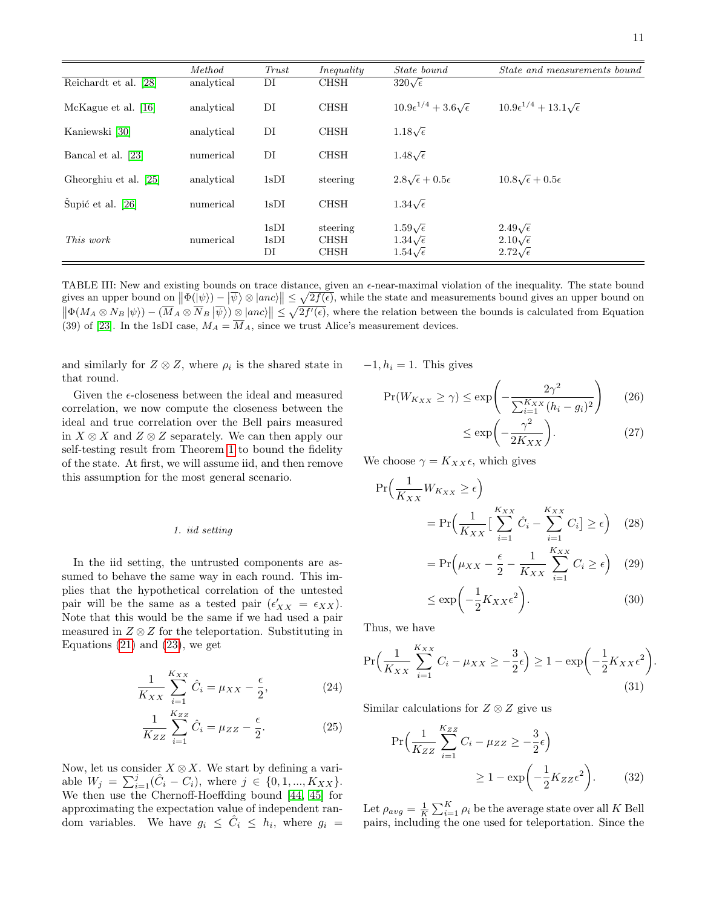| | *Method* | *Trust* | *Inequality* | *State bound* | *State and measurements bound* |
|---|---|---|---|---|---|
| Reichardt et al. [28] | analytical | DI | CHSH | $320\sqrt{\epsilon}$ | |
| McKague et al. [16] | analytical | DI | CHSH | $10.9\epsilon^{1/4} + 3.6\sqrt{\epsilon}$ | $10.9\epsilon^{1/4} + 13.1\sqrt{\epsilon}$ |
| Kaniewski [30] | analytical | DI | CHSH | $1.18\sqrt{\epsilon}$ | |
| Bancal et al. [23] | numerical | DI | CHSH | $1.48\sqrt{\epsilon}$ | |
| Gheorghiu et al. [25] | analytical | 1sDI | steering | $2.8\sqrt{\epsilon} + 0.5\epsilon$ | $10.8\sqrt{\epsilon} + 0.5\epsilon$ |
| Šupić et al. [26] | numerical | 1sDI | CHSH | $1.34\sqrt{\epsilon}$ | |
| *This work* | numerical | 1sDI | steering | $1.59\sqrt{\epsilon}$ | $2.49\sqrt{\epsilon}$ |
| | | 1sDI | CHSH | $1.34\sqrt{\epsilon}$ | $2.10\sqrt{\epsilon}$ |
| | | DI | CHSH | $1.54\sqrt{\epsilon}$ | $2.72\sqrt{\epsilon}$ |

TABLE III: New and existing bounds on trace distance, given an $\epsilon$-near-maximal violation of the inequality. The state bound gives an upper bound on $\left\|\Phi(|\psi\rangle) - |\overline{\psi}\rangle \otimes |anc\rangle\right\| \leq \sqrt{2f(\epsilon)}$, while the state and measurements bound gives an upper bound on $\left\|\Phi(M_A \otimes N_B |\psi\rangle) - (\overline{M}_A \otimes \overline{N}_B |\overline{\psi}\rangle) \otimes |anc\rangle\right\| \leq \sqrt{2f'(\epsilon)}$, where the relation between the bounds is calculated from Equation (39) of [23]. In the 1sDI case, $M_A = \overline{M}_A$, since we trust Alice's measurement devices.

and similarly for $Z \otimes Z$, where $\rho_i$ is the shared state in that round.

Given the $\epsilon$-closeness between the ideal and measured correlation, we now compute the closeness between the ideal and true correlation over the Bell pairs measured in $X \otimes X$ and $Z \otimes Z$ separately. We can then apply our self-testing result from Theorem 1 to bound the fidelity of the state. At first, we will assume iid, and then remove this assumption for the most general scenario.

#### 1. iid setting

In the iid setting, the untrusted components are assumed to behave the same way in each round. This implies that the hypothetical correlation of the untested pair will be the same as a tested pair ($\epsilon'_{XX} = \epsilon_{XX}$). Note that this would be the same if we had used a pair measured in $Z \otimes Z$ for the teleportation. Substituting in Equations (21) and (23), we get

$$\frac{1}{K_{XX}} \sum_{i=1}^{K_{XX}} \hat{C}_i = \mu_{XX} - \frac{\epsilon}{2}, \tag{24}$$

$$\frac{1}{K_{ZZ}} \sum_{i=1}^{K_{ZZ}} \hat{C}_i = \mu_{ZZ} - \frac{\epsilon}{2}. \tag{25}$$

Now, let us consider $X \otimes X$. We start by defining a variable $W_j = \sum_{i=1}^{j}(\hat{C}_i - C_i)$, where $j \in \{0, 1, ..., K_{XX}\}$. We then use the Chernoff-Hoeffding bound [44, 45] for approximating the expectation value of independent random variables. We have $g_i \leq \hat{C}_i \leq h_i$, where $g_i = -1, h_i = 1$. This gives

$$\Pr(W_{K_{XX}} \geq \gamma) \leq \exp\left(-\frac{2\gamma^2}{\sum_{i=1}^{K_{XX}}(h_i - g_i)^2}\right) \tag{26}$$

$$\leq \exp\left(-\frac{\gamma^2}{2K_{XX}}\right). \tag{27}$$

We choose $\gamma = K_{XX}\epsilon$, which gives

$$\Pr\Big(\frac{1}{K_{XX}} W_{K_{XX}} \geq \epsilon\Big) = \Pr\Big(\frac{1}{K_{XX}}\Big[\sum_{i=1}^{K_{XX}} \hat{C}_i - \sum_{i=1}^{K_{XX}} C_i\Big] \geq \epsilon\Big) \tag{28}$$

$$= \Pr\Big(\mu_{XX} - \frac{\epsilon}{2} - \frac{1}{K_{XX}} \sum_{i=1}^{K_{XX}} C_i \geq \epsilon\Big) \tag{29}$$

$$\leq \exp\Big(-\frac{1}{2}K_{XX}\epsilon^2\Big). \tag{30}$$

Thus, we have

$$\Pr\Big(\frac{1}{K_{XX}} \sum_{i=1}^{K_{XX}} C_i - \mu_{XX} \geq -\frac{3}{2}\epsilon\Big) \geq 1 - \exp\Big(-\frac{1}{2}K_{XX}\epsilon^2\Big). \tag{31}$$

Similar calculations for $Z \otimes Z$ give us

$$\Pr\Big(\frac{1}{K_{ZZ}} \sum_{i=1}^{K_{ZZ}} C_i - \mu_{ZZ} \geq -\frac{3}{2}\epsilon\Big) \geq 1 - \exp\Big(-\frac{1}{2}K_{ZZ}\epsilon^2\Big). \tag{32}$$

Let $\rho_{avg} = \frac{1}{K}\sum_{i=1}^{K} \rho_i$ be the average state over all $K$ Bell pairs, including the one used for teleportation. Since the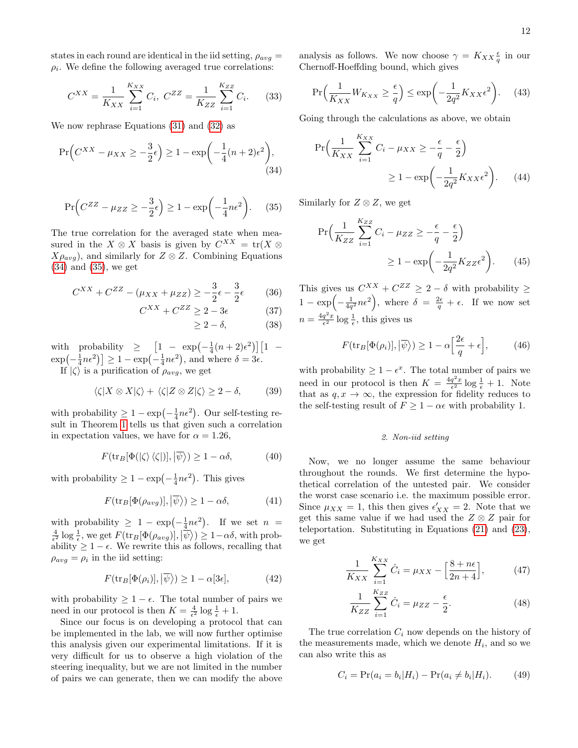states in each round are identical in the iid setting, $\rho_{avg} = \rho_i$. We define the following averaged true correlations:

$$C^{XX} = \frac{1}{K_{XX}} \sum_{i=1}^{K_{XX}} C_i,\ C^{ZZ} = \frac{1}{K_{ZZ}} \sum_{i=1}^{K_{ZZ}} C_i. \tag{33}$$

We now rephrase Equations (31) and (32) as

$$\Pr\Big(C^{XX} - \mu_{XX} \geq -\frac{3}{2}\epsilon\Big) \geq 1 - \exp\Big(-\frac{1}{4}(n+2)\epsilon^2\Big), \tag{34}$$

$$\Pr\Big(C^{ZZ} - \mu_{ZZ} \geq -\frac{3}{2}\epsilon\Big) \geq 1 - \exp\Big(-\frac{1}{4}n\epsilon^2\Big). \tag{35}$$

The true correlation for the averaged state when measured in the $X \otimes X$ basis is given by $C^{XX} = \mathrm{tr}(X \otimes X\rho_{avg})$, and similarly for $Z \otimes Z$. Combining Equations (34) and (35), we get

$$C^{XX} + C^{ZZ} - (\mu_{XX} + \mu_{ZZ}) \geq -\frac{3}{2}\epsilon - \frac{3}{2}\epsilon \tag{36}$$
$$C^{XX} + C^{ZZ} \geq 2 - 3\epsilon \tag{37}$$
$$\geq 2 - \delta, \tag{38}$$

with probability $\geq \big[1 - \exp\big(-\frac{1}{4}(n+2)\epsilon^2\big)\big]\big[1 - \exp\big(-\frac{1}{4}n\epsilon^2\big)\big] \geq 1 - \exp\big(-\frac{1}{4}n\epsilon^2\big)$, and where $\delta = 3\epsilon$.

If $|\zeta\rangle$ is a purification of $\rho_{avg}$, we get

$$\langle\zeta|X \otimes X|\zeta\rangle + \langle\zeta|Z \otimes Z|\zeta\rangle \geq 2 - \delta, \tag{39}$$

with probability $\geq 1 - \exp\big(-\frac{1}{4}n\epsilon^2\big)$. Our self-testing result in Theorem 1 tells us that given such a correlation in expectation values, we have for $\alpha = 1.26$,

$$F(\mathrm{tr}_B[\Phi(|\zeta\rangle\langle\zeta|)], |\overline{\psi}\rangle) \geq 1 - \alpha\delta, \tag{40}$$

with probability $\geq 1 - \exp\big(-\frac{1}{4}n\epsilon^2\big)$. This gives

$$F(\mathrm{tr}_B[\Phi(\rho_{avg})], |\overline{\psi}\rangle) \geq 1 - \alpha\delta, \tag{41}$$

with probability $\geq 1 - \exp\big(-\frac{1}{4}n\epsilon^2\big)$. If we set $n = \frac{4}{\epsilon^2}\log\frac{1}{\epsilon}$, we get $F(\mathrm{tr}_B[\Phi(\rho_{avg})], |\overline{\psi}\rangle) \geq 1 - \alpha\delta$, with probability $\geq 1 - \epsilon$. We rewrite this as follows, recalling that $\rho_{avg} = \rho_i$ in the iid setting:

$$F(\mathrm{tr}_B[\Phi(\rho_i)], |\overline{\psi}\rangle) \geq 1 - \alpha[3\epsilon], \tag{42}$$

with probability $\geq 1 - \epsilon$. The total number of pairs we need in our protocol is then $K = \frac{4}{\epsilon^2}\log\frac{1}{\epsilon} + 1$.

Since our focus is on developing a protocol that can be implemented in the lab, we will now further optimise this analysis given our experimental limitations. If it is very difficult for us to observe a high violation of the steering inequality, but we are not limited in the number of pairs we can generate, then we can modify the above analysis as follows. We now choose $\gamma = K_{XX}\frac{\epsilon}{q}$ in our Chernoff-Hoeffding bound, which gives

$$\Pr\Big(\frac{1}{K_{XX}} W_{K_{XX}} \geq \frac{\epsilon}{q}\Big) \leq \exp\Big(-\frac{1}{2q^2}K_{XX}\epsilon^2\Big). \tag{43}$$

Going through the calculations as above, we obtain

$$\Pr\Big(\frac{1}{K_{XX}} \sum_{i=1}^{K_{XX}} C_i - \mu_{XX} \geq -\frac{\epsilon}{q} - \frac{\epsilon}{2}\Big) \geq 1 - \exp\Big(-\frac{1}{2q^2}K_{XX}\epsilon^2\Big). \tag{44}$$

Similarly for $Z \otimes Z$, we get

$$\Pr\Big(\frac{1}{K_{ZZ}} \sum_{i=1}^{K_{ZZ}} C_i - \mu_{ZZ} \geq -\frac{\epsilon}{q} - \frac{\epsilon}{2}\Big) \geq 1 - \exp\Big(-\frac{1}{2q^2}K_{ZZ}\epsilon^2\Big). \tag{45}$$

This gives us $C^{XX} + C^{ZZ} \geq 2 - \delta$ with probability $\geq 1 - \exp\big(-\frac{1}{4q^2}n\epsilon^2\big)$, where $\delta = \frac{2\epsilon}{q} + \epsilon$. If we now set $n = \frac{4q^2x}{\epsilon^2}\log\frac{1}{\epsilon}$, this gives us

$$F(\mathrm{tr}_B[\Phi(\rho_i)], |\overline{\psi}\rangle) \geq 1 - \alpha\Big[\frac{2\epsilon}{q} + \epsilon\Big], \tag{46}$$

with probability $\geq 1 - \epsilon^x$. The total number of pairs we need in our protocol is then $K = \frac{4q^2x}{\epsilon^2}\log\frac{1}{\epsilon} + 1$. Note that as $q, x \to \infty$, the expression for fidelity reduces to the self-testing result of $F \geq 1 - \alpha\epsilon$ with probability 1.

### 2. Non-iid setting

Now, we no longer assume the same behaviour throughout the rounds. We first determine the hypothetical correlation of the untested pair. We consider the worst case scenario i.e. the maximum possible error. Since $\mu_{XX} = 1$, this then gives $\epsilon'_{XX} = 2$. Note that we get this same value if we had used the $Z \otimes Z$ pair for teleportation. Substituting in Equations (21) and (23), we get

$$\frac{1}{K_{XX}} \sum_{i=1}^{K_{XX}} \hat{C}_i = \mu_{XX} - \Big[\frac{8 + n\epsilon}{2n + 4}\Big], \tag{47}$$

$$\frac{1}{K_{ZZ}} \sum_{i=1}^{K_{ZZ}} \hat{C}_i = \mu_{ZZ} - \frac{\epsilon}{2}. \tag{48}$$

The true correlation $C_i$ now depends on the history of the measurements made, which we denote $H_i$, and so we can also write this as

$$C_i = \Pr(a_i = b_i|H_i) - \Pr(a_i \neq b_i|H_i). \tag{49}$$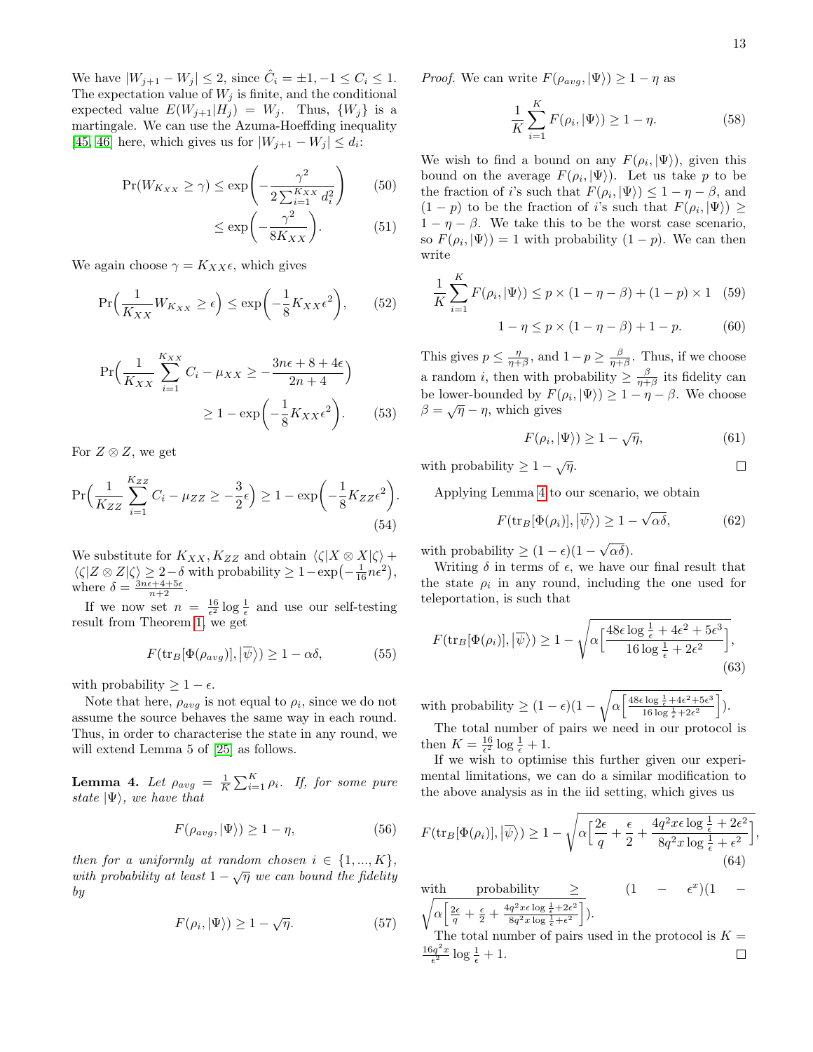We have $|W_{j+1} - W_j| \leq 2$, since $\hat{C}_i = \pm 1, -1 \leq C_i \leq 1$. The expectation value of $W_j$ is finite, and the conditional expected value $E(W_{j+1}|H_j) = W_j$. Thus, $\{W_j\}$ is a martingale. We can use the Azuma-Hoeffding inequality [45, 46] here, which gives us for $|W_{j+1} - W_j| \leq d_i$:

$$\Pr(W_{K_{XX}} \geq \gamma) \leq \exp\left(-\frac{\gamma^2}{2\sum_{i=1}^{K_{XX}} d_i^2}\right) \tag{50}$$

$$\leq \exp\left(-\frac{\gamma^2}{8K_{XX}}\right). \tag{51}$$

We again choose $\gamma = K_{XX}\epsilon$, which gives

$$\Pr\Big(\frac{1}{K_{XX}} W_{K_{XX}} \geq \epsilon\Big) \leq \exp\Big(-\frac{1}{8}K_{XX}\epsilon^2\Big), \tag{52}$$

$$\Pr\Big(\frac{1}{K_{XX}} \sum_{i=1}^{K_{XX}} C_i - \mu_{XX} \geq -\frac{3n\epsilon + 8 + 4\epsilon}{2n+4}\Big) \geq 1 - \exp\Big(-\frac{1}{8}K_{XX}\epsilon^2\Big). \tag{53}$$

For $Z \otimes Z$, we get

$$\Pr\Big(\frac{1}{K_{ZZ}} \sum_{i=1}^{K_{ZZ}} C_i - \mu_{ZZ} \geq -\frac{3}{2}\epsilon\Big) \geq 1 - \exp\Big(-\frac{1}{8}K_{ZZ}\epsilon^2\Big). \tag{54}$$

We substitute for $K_{XX}, K_{ZZ}$ and obtain $\langle\zeta|X \otimes X|\zeta\rangle + \langle\zeta|Z \otimes Z|\zeta\rangle \geq 2 - \delta$ with probability $\geq 1 - \exp\big(-\frac{1}{16}n\epsilon^2\big)$, where $\delta = \frac{3n\epsilon + 4 + 5\epsilon}{n+2}$.

If we now set $n = \frac{16}{\epsilon^2}\log\frac{1}{\epsilon}$ and use our self-testing result from Theorem 1, we get

$$F(\mathrm{tr}_B[\Phi(\rho_{avg})], |\overline{\psi}\rangle) \geq 1 - \alpha\delta, \tag{55}$$

with probability $\geq 1 - \epsilon$.

Note that here, $\rho_{avg}$ is not equal to $\rho_i$, since we do not assume the source behaves the same way in each round. Thus, in order to characterise the state in any round, we will extend Lemma 5 of [25] as follows.

**Lemma 4.** *Let $\rho_{avg} = \frac{1}{K}\sum_{i=1}^{K}\rho_i$. If, for some pure state $|\Psi\rangle$, we have that*

$$F(\rho_{avg}, |\Psi\rangle) \geq 1 - \eta, \tag{56}$$

*then for a uniformly at random chosen $i \in \{1, ..., K\}$, with probability at least $1 - \sqrt{\eta}$ we can bound the fidelity by*

$$F(\rho_i, |\Psi\rangle) \geq 1 - \sqrt{\eta}. \tag{57}$$

*Proof.* We can write $F(\rho_{avg}, |\Psi\rangle) \geq 1 - \eta$ as

$$\frac{1}{K}\sum_{i=1}^{K} F(\rho_i, |\Psi\rangle) \geq 1 - \eta. \tag{58}$$

We wish to find a bound on any $F(\rho_i, |\Psi\rangle)$, given this bound on the average $F(\rho_i, |\Psi\rangle)$. Let us take $p$ to be the fraction of $i$'s such that $F(\rho_i, |\Psi\rangle) \leq 1 - \eta - \beta$, and $(1-p)$ to be the fraction of $i$'s such that $F(\rho_i, |\Psi\rangle) \geq 1 - \eta - \beta$. We take this to be the worst case scenario, so $F(\rho_i, |\Psi\rangle) = 1$ with probability $(1-p)$. We can then write

$$\frac{1}{K}\sum_{i=1}^{K} F(\rho_i, |\Psi\rangle) \leq p \times (1 - \eta - \beta) + (1-p) \times 1 \tag{59}$$

$$1 - \eta \leq p \times (1 - \eta - \beta) + 1 - p. \tag{60}$$

This gives $p \leq \frac{\eta}{\eta + \beta}$, and $1 - p \geq \frac{\beta}{\eta+\beta}$. Thus, if we choose a random $i$, then with probability $\geq \frac{\beta}{\eta+\beta}$ its fidelity can be lower-bounded by $F(\rho_i, |\Psi\rangle) \geq 1 - \eta - \beta$. We choose $\beta = \sqrt{\eta} - \eta$, which gives

$$F(\rho_i, |\Psi\rangle) \geq 1 - \sqrt{\eta}, \tag{61}$$

with probability $\geq 1 - \sqrt{\eta}$. □

Applying Lemma 4 to our scenario, we obtain

$$F(\mathrm{tr}_B[\Phi(\rho_i)], |\overline{\psi}\rangle) \geq 1 - \sqrt{\alpha\delta}, \tag{62}$$

with probability $\geq (1-\epsilon)(1 - \sqrt{\alpha\delta})$.

Writing $\delta$ in terms of $\epsilon$, we have our final result that the state $\rho_i$ in any round, including the one used for teleportation, is such that

$$F(\mathrm{tr}_B[\Phi(\rho_i)], |\overline{\psi}\rangle) \geq 1 - \sqrt{\alpha\Big[\frac{48\epsilon\log\frac{1}{\epsilon} + 4\epsilon^2 + 5\epsilon^3}{16\log\frac{1}{\epsilon} + 2\epsilon^2}\Big]}, \tag{63}$$

with probability $\geq (1-\epsilon)\Big(1 - \sqrt{\alpha\Big[\frac{48\epsilon\log\frac{1}{\epsilon} + 4\epsilon^2 + 5\epsilon^3}{16\log\frac{1}{\epsilon} + 2\epsilon^2}\Big]}\Big)$.

The total number of pairs we need in our protocol is then $K = \frac{16}{\epsilon^2}\log\frac{1}{\epsilon} + 1$.

If we wish to optimise this further given our experimental limitations, we can do a similar modification to the above analysis as in the iid setting, which gives us

$$F(\mathrm{tr}_B[\Phi(\rho_i)], |\overline{\psi}\rangle) \geq 1 - \sqrt{\alpha\Big[\frac{2\epsilon}{q} + \frac{\epsilon}{2} + \frac{4q^2x\epsilon\log\frac{1}{\epsilon} + 2\epsilon^2}{8q^2x\log\frac{1}{\epsilon} + \epsilon^2}\Big]}, \tag{64}$$

with probability $\geq (1-\epsilon^x)\Big(1 - \sqrt{\alpha\Big[\frac{2\epsilon}{q} + \frac{\epsilon}{2} + \frac{4q^2x\epsilon\log\frac{1}{\epsilon} + 2\epsilon^2}{8q^2x\log\frac{1}{\epsilon} + \epsilon^2}\Big]}\Big)$.

The total number of pairs used in the protocol is $K = \frac{16q^2x}{\epsilon^2}\log\frac{1}{\epsilon} + 1$. □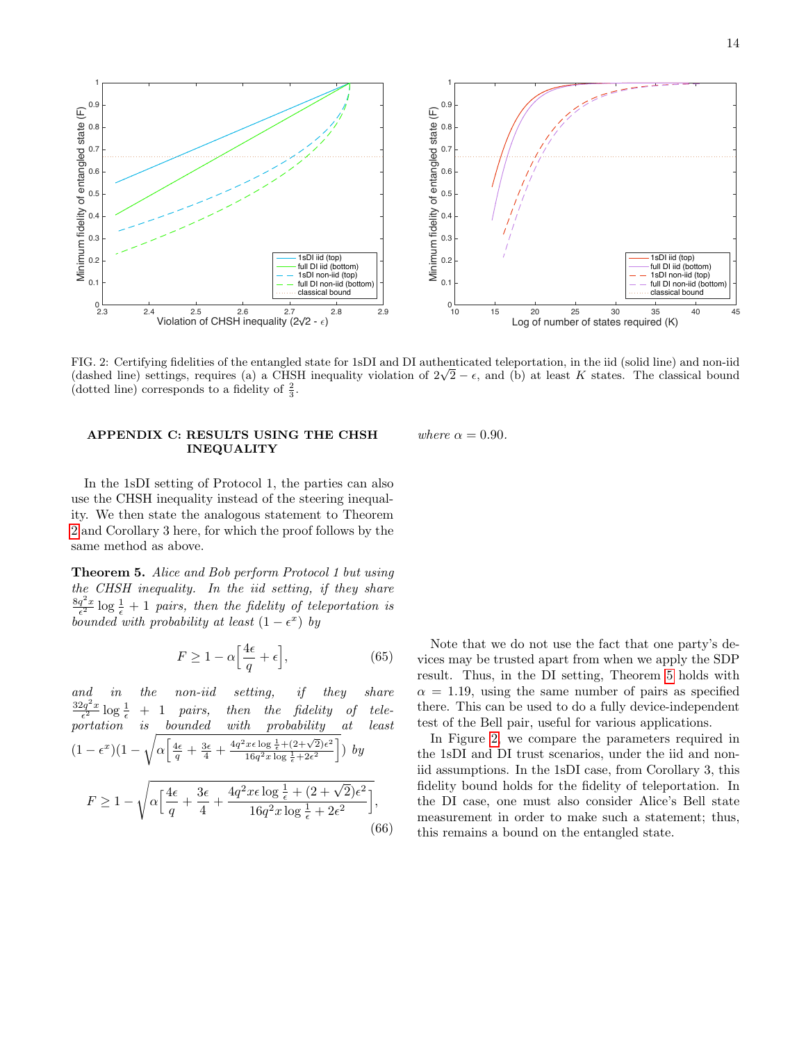Minimum fidelity of entangled state (F)

1sDI iid (top)
full DI iid (bottom)
1sDI non-iid (top)
full DI non-iid (bottom)
classical bound

Violation of CHSH inequality (2√2 - ε)

Minimum fidelity of entangled state (F)

1sDI iid (top)
full DI iid (bottom)
1sDI non-iid (top)
full DI non-iid (bottom)
classical bound

Log of number of states required (K)

FIG. 2: Certifying fidelities of the entangled state for 1sDI and DI authenticated teleportation, in the iid (solid line) and non-iid (dashed line) settings, requires (a) a CHSH inequality violation of $2\sqrt{2}-\epsilon$, and (b) at least $K$ states. The classical bound (dotted line) corresponds to a fidelity of $\frac{2}{3}$.

## APPENDIX C: RESULTS USING THE CHSH INEQUALITY

In the 1sDI setting of Protocol 1, the parties can also use the CHSH inequality instead of the steering inequality. We then state the analogous statement to Theorem 2 and Corollary 3 here, for which the proof follows by the same method as above.

**Theorem 5.** *Alice and Bob perform Protocol 1 but using the CHSH inequality. In the iid setting, if they share* $\frac{8q^2x}{\epsilon^2}\log\frac{1}{\epsilon}+1$ *pairs, then the fidelity of teleportation is bounded with probability at least* $(1-\epsilon^x)$ *by*

$$F \geq 1-\alpha\Big[\frac{4\epsilon}{q}+\epsilon\Big], \tag{65}$$

*and in the non-iid setting, if they share* $\frac{32q^2x}{\epsilon^2}\log\frac{1}{\epsilon}+1$ *pairs, then the fidelity of teleportation is bounded with probability at least* $(1-\epsilon^x)(1-\sqrt{\alpha\Big[\frac{4\epsilon}{q}+\frac{3\epsilon}{4}+\frac{4q^2x\epsilon\log\frac{1}{\epsilon}+(2+\sqrt{2})\epsilon^2}{16q^2x\log\frac{1}{\epsilon}+2\epsilon^2}\Big]})$ *by*

$$F \geq 1-\sqrt{\alpha\Big[\frac{4\epsilon}{q}+\frac{3\epsilon}{4}+\frac{4q^2x\epsilon\log\frac{1}{\epsilon}+(2+\sqrt{2})\epsilon^2}{16q^2x\log\frac{1}{\epsilon}+2\epsilon^2}\Big]}, \tag{66}$$

*where* $\alpha = 0.90$.

Note that we do not use the fact that one party's devices may be trusted apart from when we apply the SDP result. Thus, in the DI setting, Theorem 5 holds with $\alpha = 1.19$, using the same number of pairs as specified there. This can be used to do a fully device-independent test of the Bell pair, useful for various applications.

In Figure 2, we compare the parameters required in the 1sDI and DI trust scenarios, under the iid and non-iid assumptions. In the 1sDI case, from Corollary 3, this fidelity bound holds for the fidelity of teleportation. In the DI case, one must also consider Alice's Bell state measurement in order to make such a statement; thus, this remains a bound on the entangled state.